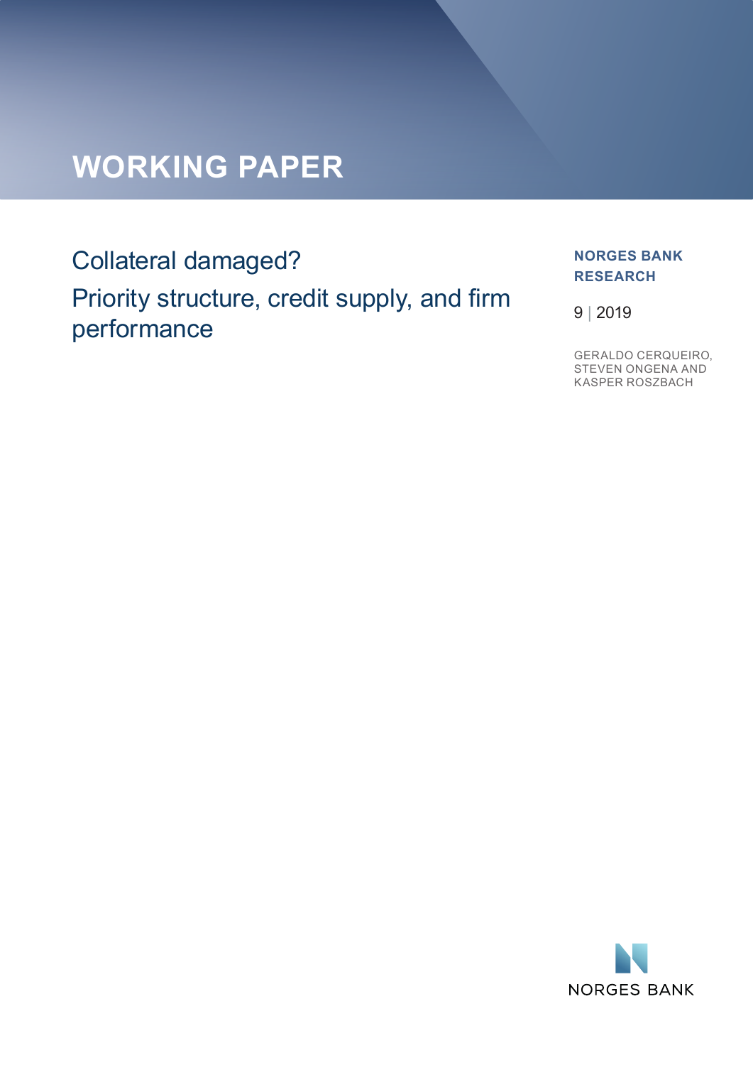# WORKING PAPER

## Collateral damaged?
## Priority structure, credit supply, and firm performance

**NORGES BANK RESEARCH**

9 | 2019

GERALDO CERQUEIRO, STEVEN ONGENA AND KASPER ROSZBACH

NORGES BANK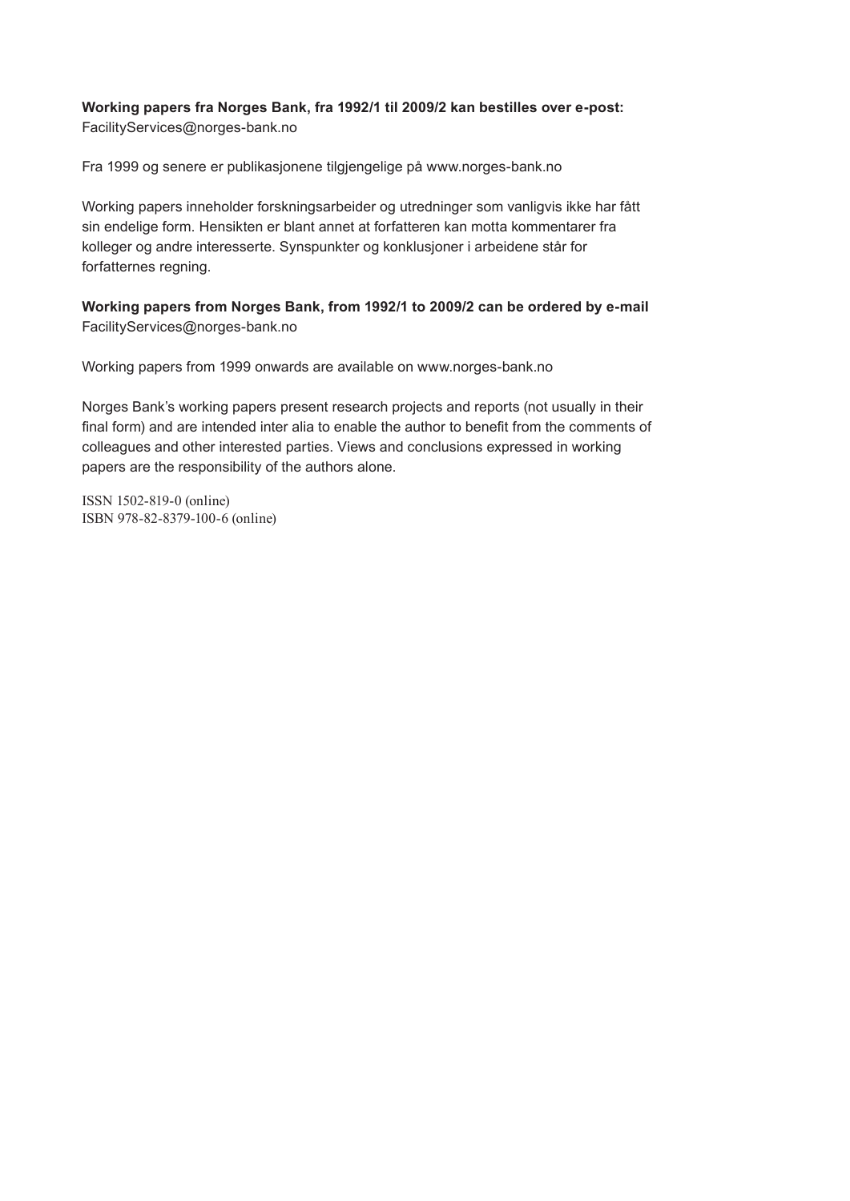**Working papers fra Norges Bank, fra 1992/1 til 2009/2 kan bestilles over e-post:**
FacilityServices@norges-bank.no

Fra 1999 og senere er publikasjonene tilgjengelige på www.norges-bank.no

Working papers inneholder forskningsarbeider og utredninger som vanligvis ikke har fått sin endelige form. Hensikten er blant annet at forfatteren kan motta kommentarer fra kolleger og andre interesserte. Synspunkter og konklusjoner i arbeidene står for forfatternes regning.

**Working papers from Norges Bank, from 1992/1 to 2009/2 can be ordered by e-mail**
FacilityServices@norges-bank.no

Working papers from 1999 onwards are available on www.norges-bank.no

Norges Bank's working papers present research projects and reports (not usually in their final form) and are intended inter alia to enable the author to benefit from the comments of colleagues and other interested parties. Views and conclusions expressed in working papers are the responsibility of the authors alone.

ISSN 1502-819-0 (online)
ISBN 978-82-8379-100-6 (online)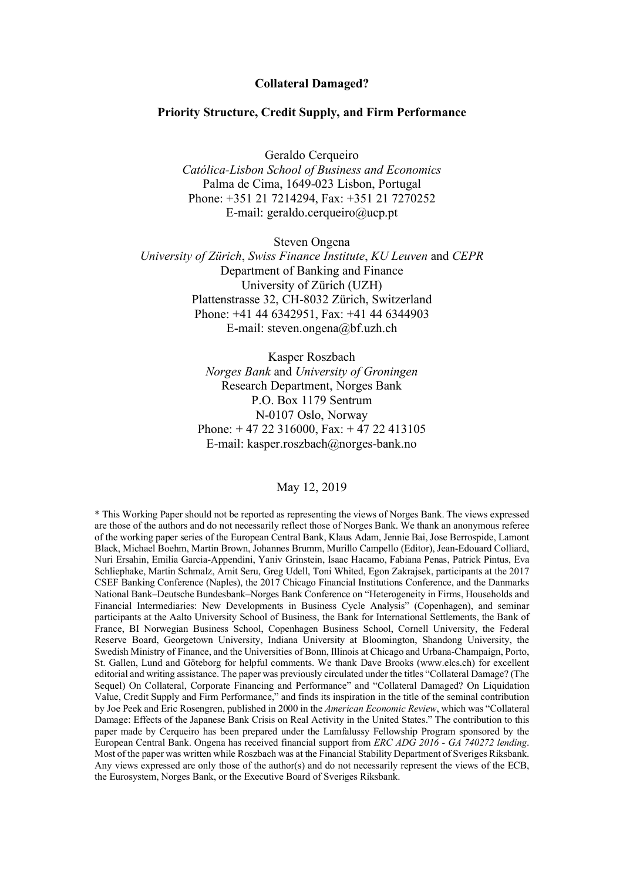**Collateral Damaged?**

**Priority Structure, Credit Supply, and Firm Performance**

Geraldo Cerqueiro
*Católica-Lisbon School of Business and Economics*
Palma de Cima, 1649-023 Lisbon, Portugal
Phone: +351 21 7214294, Fax: +351 21 7270252
E-mail: geraldo.cerqueiro@ucp.pt

Steven Ongena
*University of Zürich*, *Swiss Finance Institute*, *KU Leuven* and *CEPR*
Department of Banking and Finance
University of Zürich (UZH)
Plattenstrasse 32, CH-8032 Zürich, Switzerland
Phone: +41 44 6342951, Fax: +41 44 6344903
E-mail: steven.ongena@bf.uzh.ch

Kasper Roszbach
*Norges Bank* and *University of Groningen*
Research Department, Norges Bank
P.O. Box 1179 Sentrum
N-0107 Oslo, Norway
Phone: + 47 22 316000, Fax: + 47 22 413105
E-mail: kasper.roszbach@norges-bank.no

May 12, 2019

* This Working Paper should not be reported as representing the views of Norges Bank. The views expressed are those of the authors and do not necessarily reflect those of Norges Bank. We thank an anonymous referee of the working paper series of the European Central Bank, Klaus Adam, Jennie Bai, Jose Berrospide, Lamont Black, Michael Boehm, Martin Brown, Johannes Brumm, Murillo Campello (Editor), Jean-Edouard Colliard, Nuri Ersahin, Emilia Garcia-Appendini, Yaniv Grinstein, Isaac Hacamo, Fabiana Penas, Patrick Pintus, Eva Schliephake, Martin Schmalz, Amit Seru, Greg Udell, Toni Whited, Egon Zakrajsek, participants at the 2017 CSEF Banking Conference (Naples), the 2017 Chicago Financial Institutions Conference, and the Danmarks National Bank–Deutsche Bundesbank–Norges Bank Conference on "Heterogeneity in Firms, Households and Financial Intermediaries: New Developments in Business Cycle Analysis" (Copenhagen), and seminar participants at the Aalto University School of Business, the Bank for International Settlements, the Bank of France, BI Norwegian Business School, Copenhagen Business School, Cornell University, the Federal Reserve Board, Georgetown University, Indiana University at Bloomington, Shandong University, the Swedish Ministry of Finance, and the Universities of Bonn, Illinois at Chicago and Urbana-Champaign, Porto, St. Gallen, Lund and Göteborg for helpful comments. We thank Dave Brooks (www.elcs.ch) for excellent editorial and writing assistance. The paper was previously circulated under the titles "Collateral Damage? (The Sequel) On Collateral, Corporate Financing and Performance" and "Collateral Damaged? On Liquidation Value, Credit Supply and Firm Performance," and finds its inspiration in the title of the seminal contribution by Joe Peek and Eric Rosengren, published in 2000 in the *American Economic Review*, which was "Collateral Damage: Effects of the Japanese Bank Crisis on Real Activity in the United States." The contribution to this paper made by Cerqueiro has been prepared under the Lamfalussy Fellowship Program sponsored by the European Central Bank. Ongena has received financial support from *ERC ADG 2016 - GA 740272 lending*. Most of the paper was written while Roszbach was at the Financial Stability Department of Sveriges Riksbank. Any views expressed are only those of the author(s) and do not necessarily represent the views of the ECB, the Eurosystem, Norges Bank, or the Executive Board of Sveriges Riksbank.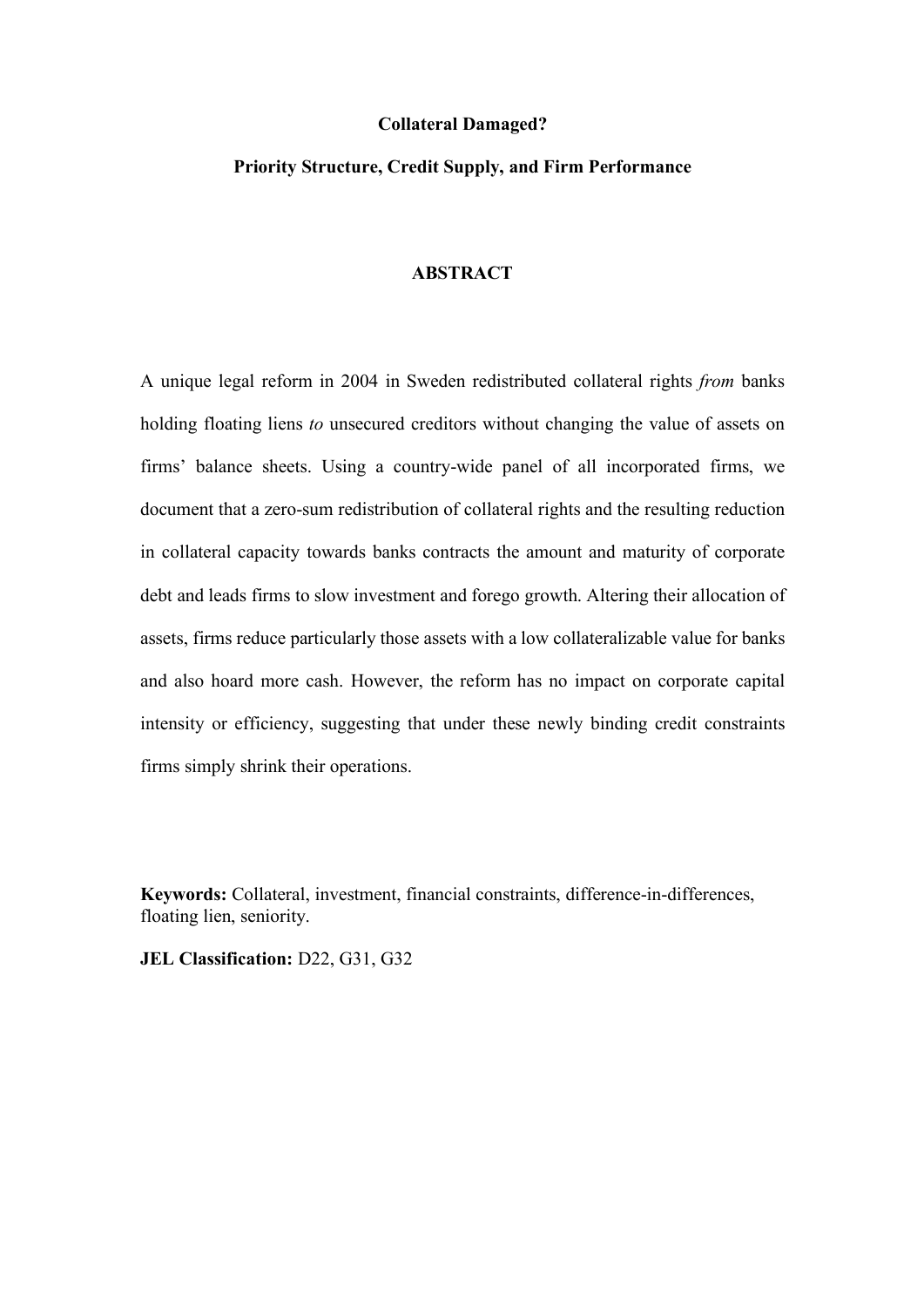**Collateral Damaged?**

**Priority Structure, Credit Supply, and Firm Performance**

**ABSTRACT**

A unique legal reform in 2004 in Sweden redistributed collateral rights *from* banks holding floating liens *to* unsecured creditors without changing the value of assets on firms' balance sheets. Using a country-wide panel of all incorporated firms, we document that a zero-sum redistribution of collateral rights and the resulting reduction in collateral capacity towards banks contracts the amount and maturity of corporate debt and leads firms to slow investment and forego growth. Altering their allocation of assets, firms reduce particularly those assets with a low collateralizable value for banks and also hoard more cash. However, the reform has no impact on corporate capital intensity or efficiency, suggesting that under these newly binding credit constraints firms simply shrink their operations.

**Keywords:** Collateral, investment, financial constraints, difference-in-differences, floating lien, seniority.

**JEL Classification:** D22, G31, G32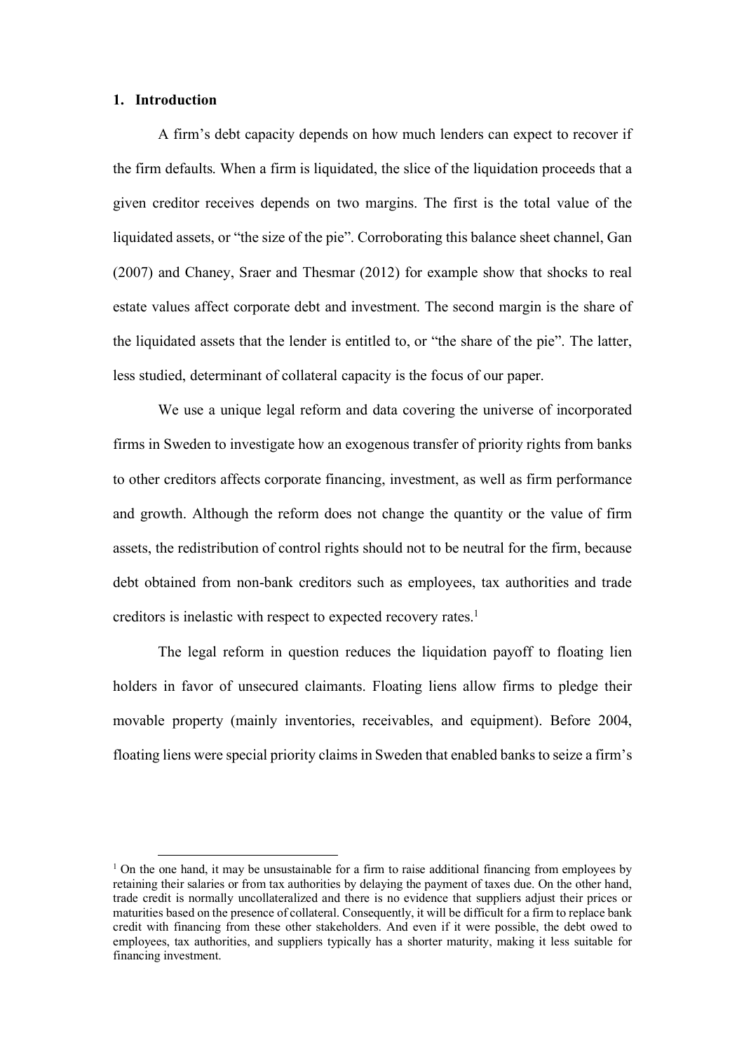# 1. Introduction

A firm's debt capacity depends on how much lenders can expect to recover if the firm defaults. When a firm is liquidated, the slice of the liquidation proceeds that a given creditor receives depends on two margins. The first is the total value of the liquidated assets, or "the size of the pie". Corroborating this balance sheet channel, Gan (2007) and Chaney, Sraer and Thesmar (2012) for example show that shocks to real estate values affect corporate debt and investment. The second margin is the share of the liquidated assets that the lender is entitled to, or "the share of the pie". The latter, less studied, determinant of collateral capacity is the focus of our paper.

We use a unique legal reform and data covering the universe of incorporated firms in Sweden to investigate how an exogenous transfer of priority rights from banks to other creditors affects corporate financing, investment, as well as firm performance and growth. Although the reform does not change the quantity or the value of firm assets, the redistribution of control rights should not to be neutral for the firm, because debt obtained from non-bank creditors such as employees, tax authorities and trade creditors is inelastic with respect to expected recovery rates.[1]

The legal reform in question reduces the liquidation payoff to floating lien holders in favor of unsecured claimants. Floating liens allow firms to pledge their movable property (mainly inventories, receivables, and equipment). Before 2004, floating liens were special priority claims in Sweden that enabled banks to seize a firm's

[1] On the one hand, it may be unsustainable for a firm to raise additional financing from employees by retaining their salaries or from tax authorities by delaying the payment of taxes due. On the other hand, trade credit is normally uncollateralized and there is no evidence that suppliers adjust their prices or maturities based on the presence of collateral. Consequently, it will be difficult for a firm to replace bank credit with financing from these other stakeholders. And even if it were possible, the debt owed to employees, tax authorities, and suppliers typically has a shorter maturity, making it less suitable for financing investment.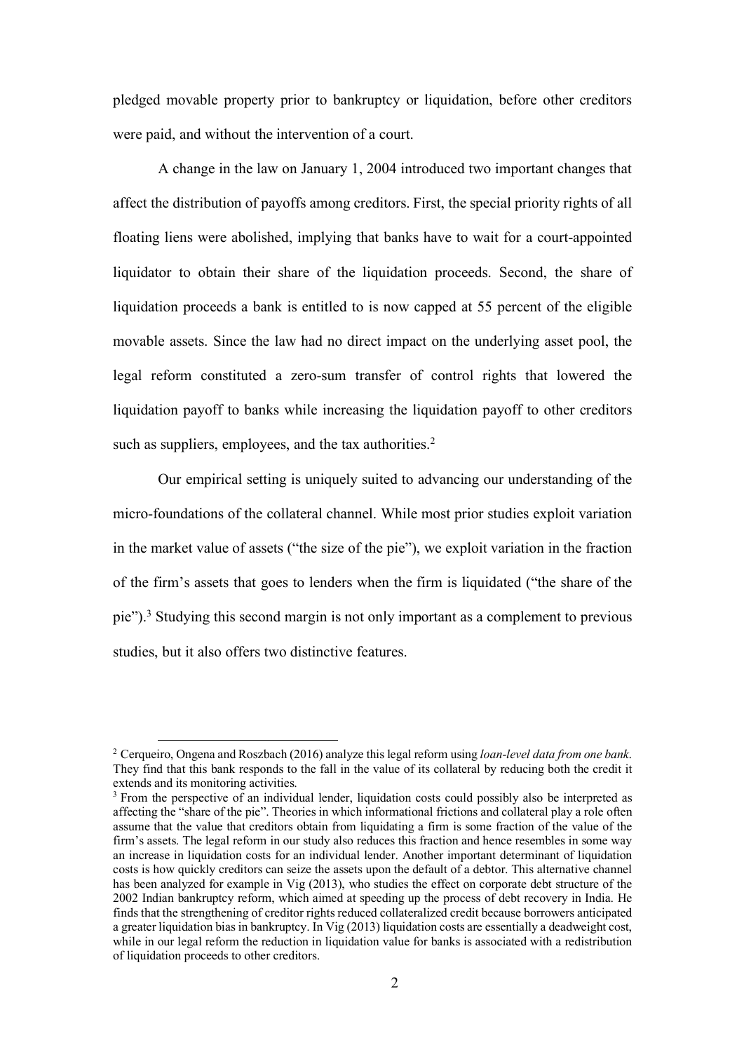pledged movable property prior to bankruptcy or liquidation, before other creditors were paid, and without the intervention of a court.

A change in the law on January 1, 2004 introduced two important changes that affect the distribution of payoffs among creditors. First, the special priority rights of all floating liens were abolished, implying that banks have to wait for a court-appointed liquidator to obtain their share of the liquidation proceeds. Second, the share of liquidation proceeds a bank is entitled to is now capped at 55 percent of the eligible movable assets. Since the law had no direct impact on the underlying asset pool, the legal reform constituted a zero-sum transfer of control rights that lowered the liquidation payoff to banks while increasing the liquidation payoff to other creditors such as suppliers, employees, and the tax authorities.[2]

Our empirical setting is uniquely suited to advancing our understanding of the micro-foundations of the collateral channel. While most prior studies exploit variation in the market value of assets ("the size of the pie"), we exploit variation in the fraction of the firm's assets that goes to lenders when the firm is liquidated ("the share of the pie").[3] Studying this second margin is not only important as a complement to previous studies, but it also offers two distinctive features.

[2] Cerqueiro, Ongena and Roszbach (2016) analyze this legal reform using *loan-level data from one bank*. They find that this bank responds to the fall in the value of its collateral by reducing both the credit it extends and its monitoring activities.

[3] From the perspective of an individual lender, liquidation costs could possibly also be interpreted as affecting the "share of the pie". Theories in which informational frictions and collateral play a role often assume that the value that creditors obtain from liquidating a firm is some fraction of the value of the firm's assets. The legal reform in our study also reduces this fraction and hence resembles in some way an increase in liquidation costs for an individual lender. Another important determinant of liquidation costs is how quickly creditors can seize the assets upon the default of a debtor. This alternative channel has been analyzed for example in Vig (2013), who studies the effect on corporate debt structure of the 2002 Indian bankruptcy reform, which aimed at speeding up the process of debt recovery in India. He finds that the strengthening of creditor rights reduced collateralized credit because borrowers anticipated a greater liquidation bias in bankruptcy. In Vig (2013) liquidation costs are essentially a deadweight cost, while in our legal reform the reduction in liquidation value for banks is associated with a redistribution of liquidation proceeds to other creditors.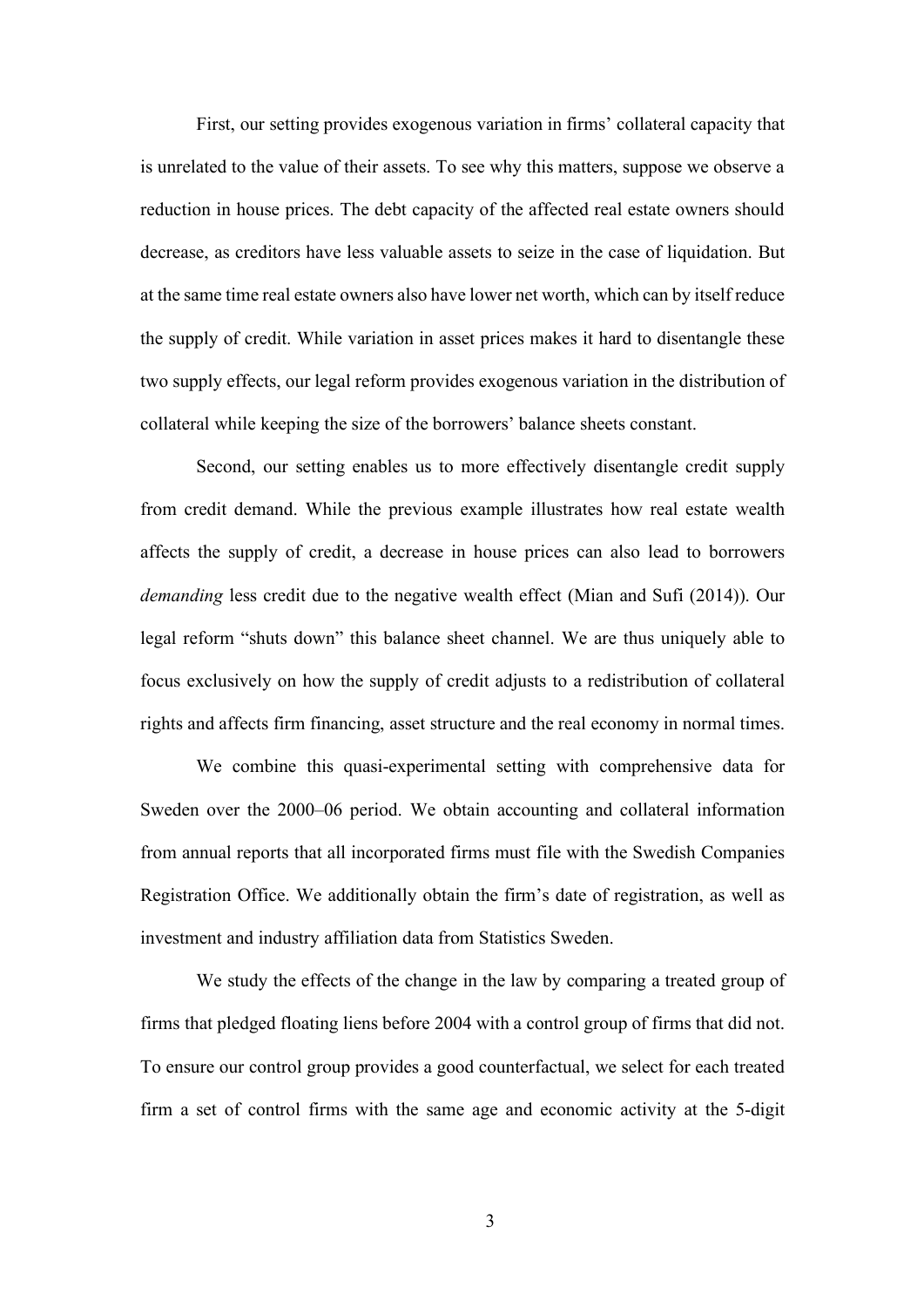First, our setting provides exogenous variation in firms' collateral capacity that is unrelated to the value of their assets. To see why this matters, suppose we observe a reduction in house prices. The debt capacity of the affected real estate owners should decrease, as creditors have less valuable assets to seize in the case of liquidation. But at the same time real estate owners also have lower net worth, which can by itself reduce the supply of credit. While variation in asset prices makes it hard to disentangle these two supply effects, our legal reform provides exogenous variation in the distribution of collateral while keeping the size of the borrowers' balance sheets constant.

Second, our setting enables us to more effectively disentangle credit supply from credit demand. While the previous example illustrates how real estate wealth affects the supply of credit, a decrease in house prices can also lead to borrowers *demanding* less credit due to the negative wealth effect (Mian and Sufi (2014)). Our legal reform "shuts down" this balance sheet channel. We are thus uniquely able to focus exclusively on how the supply of credit adjusts to a redistribution of collateral rights and affects firm financing, asset structure and the real economy in normal times.

We combine this quasi-experimental setting with comprehensive data for Sweden over the 2000–06 period. We obtain accounting and collateral information from annual reports that all incorporated firms must file with the Swedish Companies Registration Office. We additionally obtain the firm's date of registration, as well as investment and industry affiliation data from Statistics Sweden.

We study the effects of the change in the law by comparing a treated group of firms that pledged floating liens before 2004 with a control group of firms that did not. To ensure our control group provides a good counterfactual, we select for each treated firm a set of control firms with the same age and economic activity at the 5-digit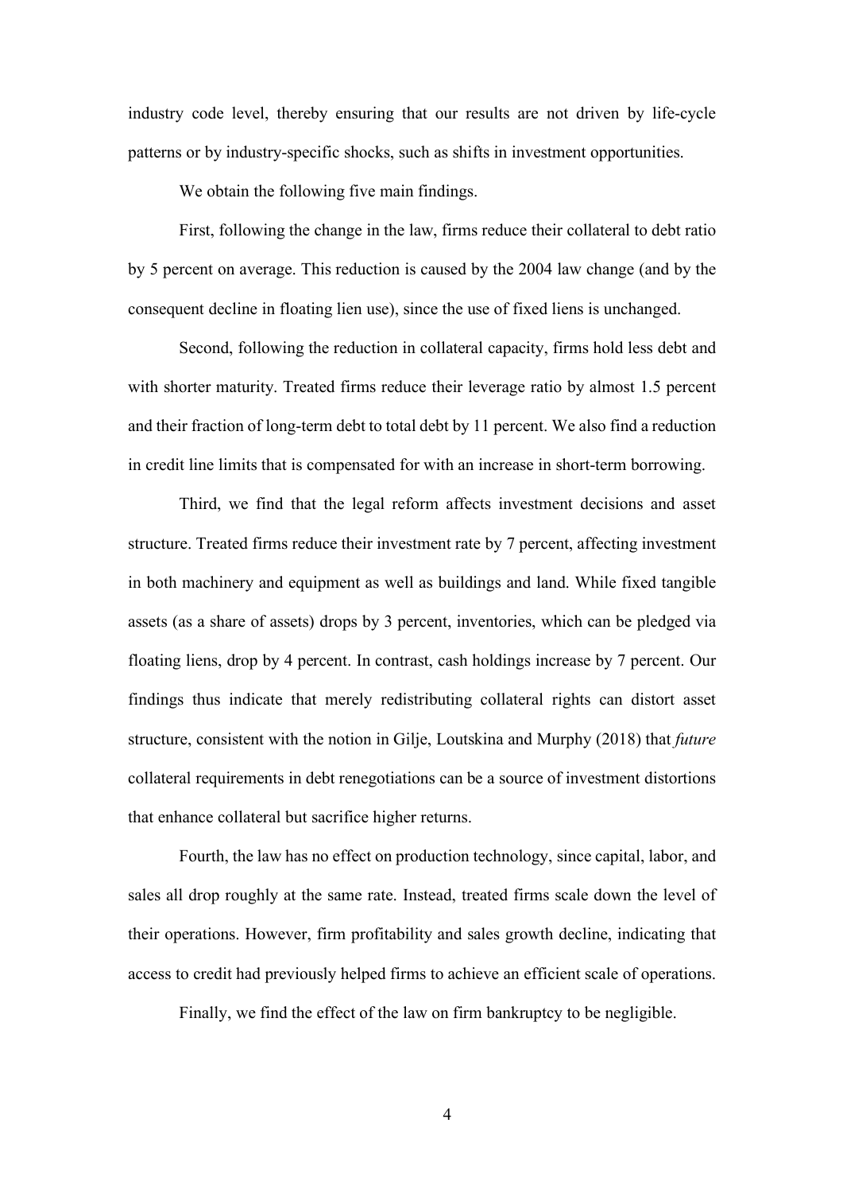industry code level, thereby ensuring that our results are not driven by life-cycle patterns or by industry-specific shocks, such as shifts in investment opportunities.

We obtain the following five main findings.

First, following the change in the law, firms reduce their collateral to debt ratio by 5 percent on average. This reduction is caused by the 2004 law change (and by the consequent decline in floating lien use), since the use of fixed liens is unchanged.

Second, following the reduction in collateral capacity, firms hold less debt and with shorter maturity. Treated firms reduce their leverage ratio by almost 1.5 percent and their fraction of long-term debt to total debt by 11 percent. We also find a reduction in credit line limits that is compensated for with an increase in short-term borrowing.

Third, we find that the legal reform affects investment decisions and asset structure. Treated firms reduce their investment rate by 7 percent, affecting investment in both machinery and equipment as well as buildings and land. While fixed tangible assets (as a share of assets) drops by 3 percent, inventories, which can be pledged via floating liens, drop by 4 percent. In contrast, cash holdings increase by 7 percent. Our findings thus indicate that merely redistributing collateral rights can distort asset structure, consistent with the notion in Gilje, Loutskina and Murphy (2018) that *future* collateral requirements in debt renegotiations can be a source of investment distortions that enhance collateral but sacrifice higher returns.

Fourth, the law has no effect on production technology, since capital, labor, and sales all drop roughly at the same rate. Instead, treated firms scale down the level of their operations. However, firm profitability and sales growth decline, indicating that access to credit had previously helped firms to achieve an efficient scale of operations.

Finally, we find the effect of the law on firm bankruptcy to be negligible.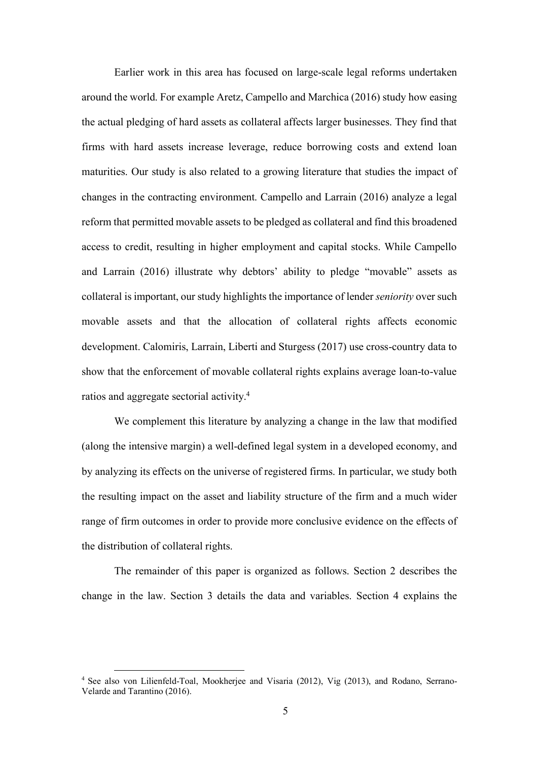Earlier work in this area has focused on large-scale legal reforms undertaken around the world. For example Aretz, Campello and Marchica (2016) study how easing the actual pledging of hard assets as collateral affects larger businesses. They find that firms with hard assets increase leverage, reduce borrowing costs and extend loan maturities. Our study is also related to a growing literature that studies the impact of changes in the contracting environment. Campello and Larrain (2016) analyze a legal reform that permitted movable assets to be pledged as collateral and find this broadened access to credit, resulting in higher employment and capital stocks. While Campello and Larrain (2016) illustrate why debtors' ability to pledge "movable" assets as collateral is important, our study highlights the importance of lender *seniority* over such movable assets and that the allocation of collateral rights affects economic development. Calomiris, Larrain, Liberti and Sturgess (2017) use cross-country data to show that the enforcement of movable collateral rights explains average loan-to-value ratios and aggregate sectorial activity.[4]

We complement this literature by analyzing a change in the law that modified (along the intensive margin) a well-defined legal system in a developed economy, and by analyzing its effects on the universe of registered firms. In particular, we study both the resulting impact on the asset and liability structure of the firm and a much wider range of firm outcomes in order to provide more conclusive evidence on the effects of the distribution of collateral rights.

The remainder of this paper is organized as follows. Section 2 describes the change in the law. Section 3 details the data and variables. Section 4 explains the

[4] See also von Lilienfeld-Toal, Mookherjee and Visaria (2012), Vig (2013), and Rodano, Serrano-Velarde and Tarantino (2016).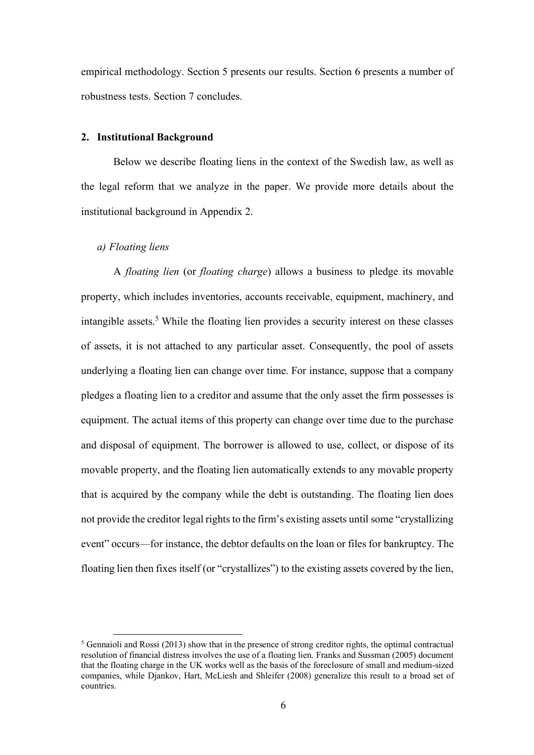empirical methodology. Section 5 presents our results. Section 6 presents a number of robustness tests. Section 7 concludes.

## 2. Institutional Background

Below we describe floating liens in the context of the Swedish law, as well as the legal reform that we analyze in the paper. We provide more details about the institutional background in Appendix 2.

### *a) Floating liens*

A *floating lien* (or *floating charge*) allows a business to pledge its movable property, which includes inventories, accounts receivable, equipment, machinery, and intangible assets.[5] While the floating lien provides a security interest on these classes of assets, it is not attached to any particular asset. Consequently, the pool of assets underlying a floating lien can change over time. For instance, suppose that a company pledges a floating lien to a creditor and assume that the only asset the firm possesses is equipment. The actual items of this property can change over time due to the purchase and disposal of equipment. The borrower is allowed to use, collect, or dispose of its movable property, and the floating lien automatically extends to any movable property that is acquired by the company while the debt is outstanding. The floating lien does not provide the creditor legal rights to the firm's existing assets until some "crystallizing event" occurs—for instance, the debtor defaults on the loan or files for bankruptcy. The floating lien then fixes itself (or "crystallizes") to the existing assets covered by the lien,

[5] Gennaioli and Rossi (2013) show that in the presence of strong creditor rights, the optimal contractual resolution of financial distress involves the use of a floating lien. Franks and Sussman (2005) document that the floating charge in the UK works well as the basis of the foreclosure of small and medium-sized companies, while Djankov, Hart, McLiesh and Shleifer (2008) generalize this result to a broad set of countries.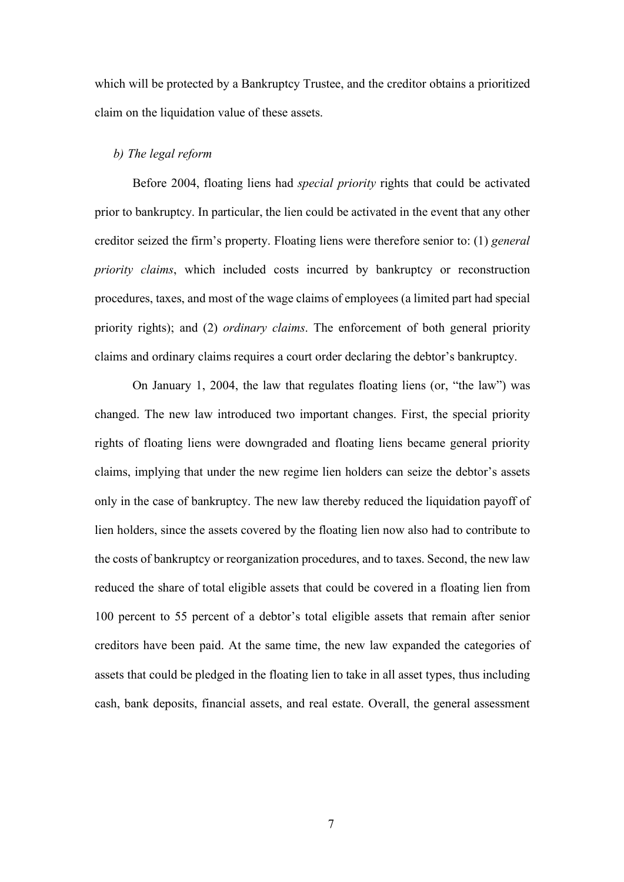which will be protected by a Bankruptcy Trustee, and the creditor obtains a prioritized claim on the liquidation value of these assets.

### *b) The legal reform*

Before 2004, floating liens had *special priority* rights that could be activated prior to bankruptcy. In particular, the lien could be activated in the event that any other creditor seized the firm's property. Floating liens were therefore senior to: (1) *general priority claims*, which included costs incurred by bankruptcy or reconstruction procedures, taxes, and most of the wage claims of employees (a limited part had special priority rights); and (2) *ordinary claims*. The enforcement of both general priority claims and ordinary claims requires a court order declaring the debtor's bankruptcy.

On January 1, 2004, the law that regulates floating liens (or, "the law") was changed. The new law introduced two important changes. First, the special priority rights of floating liens were downgraded and floating liens became general priority claims, implying that under the new regime lien holders can seize the debtor's assets only in the case of bankruptcy. The new law thereby reduced the liquidation payoff of lien holders, since the assets covered by the floating lien now also had to contribute to the costs of bankruptcy or reorganization procedures, and to taxes. Second, the new law reduced the share of total eligible assets that could be covered in a floating lien from 100 percent to 55 percent of a debtor's total eligible assets that remain after senior creditors have been paid. At the same time, the new law expanded the categories of assets that could be pledged in the floating lien to take in all asset types, thus including cash, bank deposits, financial assets, and real estate. Overall, the general assessment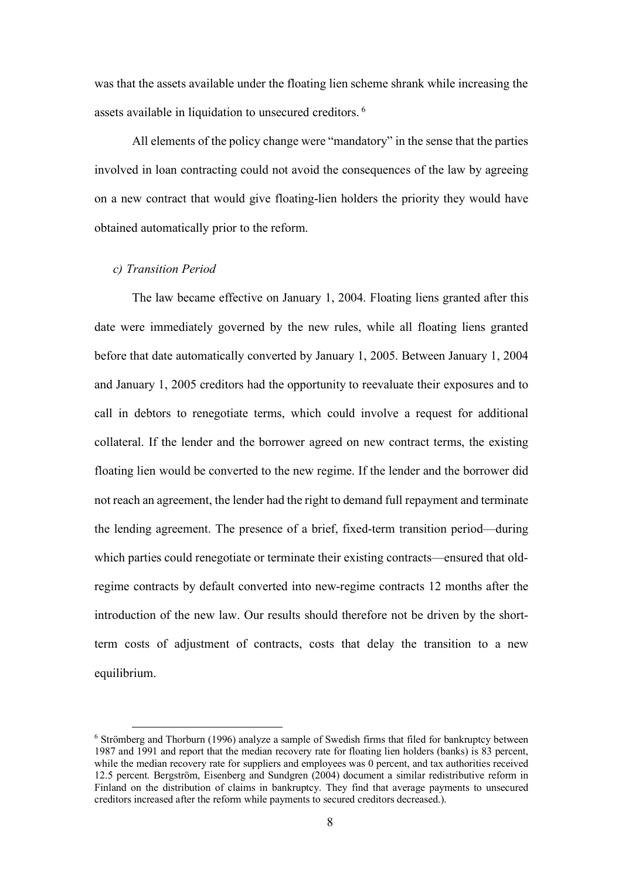was that the assets available under the floating lien scheme shrank while increasing the assets available in liquidation to unsecured creditors. [6]

All elements of the policy change were "mandatory" in the sense that the parties involved in loan contracting could not avoid the consequences of the law by agreeing on a new contract that would give floating-lien holders the priority they would have obtained automatically prior to the reform.

### *c) Transition Period*

The law became effective on January 1, 2004. Floating liens granted after this date were immediately governed by the new rules, while all floating liens granted before that date automatically converted by January 1, 2005. Between January 1, 2004 and January 1, 2005 creditors had the opportunity to reevaluate their exposures and to call in debtors to renegotiate terms, which could involve a request for additional collateral. If the lender and the borrower agreed on new contract terms, the existing floating lien would be converted to the new regime. If the lender and the borrower did not reach an agreement, the lender had the right to demand full repayment and terminate the lending agreement. The presence of a brief, fixed-term transition period—during which parties could renegotiate or terminate their existing contracts—ensured that old-regime contracts by default converted into new-regime contracts 12 months after the introduction of the new law. Our results should therefore not be driven by the short-term costs of adjustment of contracts, costs that delay the transition to a new equilibrium.

---

[6] Strömberg and Thorburn (1996) analyze a sample of Swedish firms that filed for bankruptcy between 1987 and 1991 and report that the median recovery rate for floating lien holders (banks) is 83 percent, while the median recovery rate for suppliers and employees was 0 percent, and tax authorities received 12.5 percent. Bergström, Eisenberg and Sundgren (2004) document a similar redistributive reform in Finland on the distribution of claims in bankruptcy. They find that average payments to unsecured creditors increased after the reform while payments to secured creditors decreased.).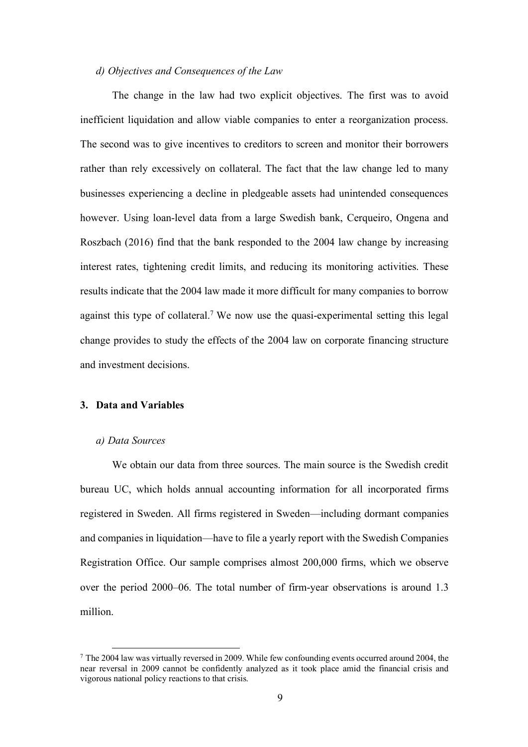*d) Objectives and Consequences of the Law*

The change in the law had two explicit objectives. The first was to avoid inefficient liquidation and allow viable companies to enter a reorganization process. The second was to give incentives to creditors to screen and monitor their borrowers rather than rely excessively on collateral. The fact that the law change led to many businesses experiencing a decline in pledgeable assets had unintended consequences however. Using loan-level data from a large Swedish bank, Cerqueiro, Ongena and Roszbach (2016) find that the bank responded to the 2004 law change by increasing interest rates, tightening credit limits, and reducing its monitoring activities. These results indicate that the 2004 law made it more difficult for many companies to borrow against this type of collateral.[7] We now use the quasi-experimental setting this legal change provides to study the effects of the 2004 law on corporate financing structure and investment decisions.

## 3. Data and Variables

*a) Data Sources*

We obtain our data from three sources. The main source is the Swedish credit bureau UC, which holds annual accounting information for all incorporated firms registered in Sweden. All firms registered in Sweden—including dormant companies and companies in liquidation—have to file a yearly report with the Swedish Companies Registration Office. Our sample comprises almost 200,000 firms, which we observe over the period 2000–06. The total number of firm-year observations is around 1.3 million.

[7] The 2004 law was virtually reversed in 2009. While few confounding events occurred around 2004, the near reversal in 2009 cannot be confidently analyzed as it took place amid the financial crisis and vigorous national policy reactions to that crisis.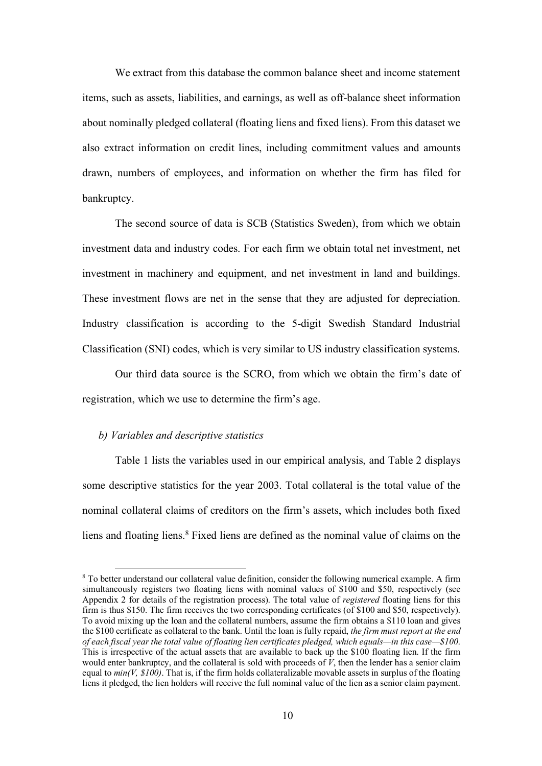We extract from this database the common balance sheet and income statement items, such as assets, liabilities, and earnings, as well as off-balance sheet information about nominally pledged collateral (floating liens and fixed liens). From this dataset we also extract information on credit lines, including commitment values and amounts drawn, numbers of employees, and information on whether the firm has filed for bankruptcy.

The second source of data is SCB (Statistics Sweden), from which we obtain investment data and industry codes. For each firm we obtain total net investment, net investment in machinery and equipment, and net investment in land and buildings. These investment flows are net in the sense that they are adjusted for depreciation. Industry classification is according to the 5-digit Swedish Standard Industrial Classification (SNI) codes, which is very similar to US industry classification systems.

Our third data source is the SCRO, from which we obtain the firm's date of registration, which we use to determine the firm's age.

### *b) Variables and descriptive statistics*

Table 1 lists the variables used in our empirical analysis, and Table 2 displays some descriptive statistics for the year 2003. Total collateral is the total value of the nominal collateral claims of creditors on the firm's assets, which includes both fixed liens and floating liens.[8] Fixed liens are defined as the nominal value of claims on the

[8] To better understand our collateral value definition, consider the following numerical example. A firm simultaneously registers two floating liens with nominal values of \$100 and \$50, respectively (see Appendix 2 for details of the registration process). The total value of *registered* floating liens for this firm is thus \$150. The firm receives the two corresponding certificates (of \$100 and \$50, respectively). To avoid mixing up the loan and the collateral numbers, assume the firm obtains a \$110 loan and gives the \$100 certificate as collateral to the bank. Until the loan is fully repaid, *the firm must report at the end of each fiscal year the total value of floating lien certificates pledged, which equals—in this case—\$100*. This is irrespective of the actual assets that are available to back up the \$100 floating lien. If the firm would enter bankruptcy, and the collateral is sold with proceeds of $V$, then the lender has a senior claim equal to *min(V, \$100)*. That is, if the firm holds collateralizable movable assets in surplus of the floating liens it pledged, the lien holders will receive the full nominal value of the lien as a senior claim payment.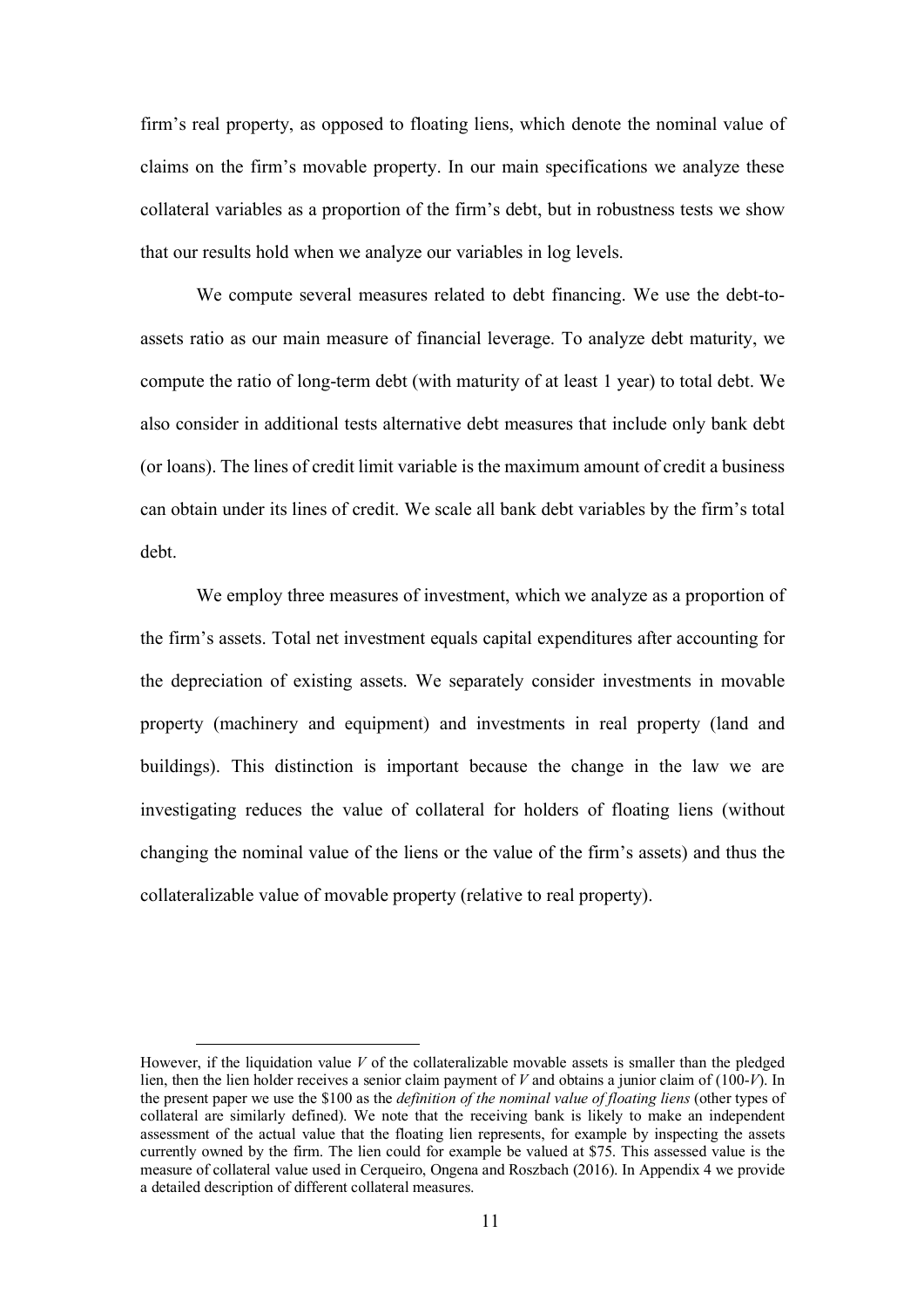firm's real property, as opposed to floating liens, which denote the nominal value of claims on the firm's movable property. In our main specifications we analyze these collateral variables as a proportion of the firm's debt, but in robustness tests we show that our results hold when we analyze our variables in log levels.

We compute several measures related to debt financing. We use the debt-to-assets ratio as our main measure of financial leverage. To analyze debt maturity, we compute the ratio of long-term debt (with maturity of at least 1 year) to total debt. We also consider in additional tests alternative debt measures that include only bank debt (or loans). The lines of credit limit variable is the maximum amount of credit a business can obtain under its lines of credit. We scale all bank debt variables by the firm's total debt.

We employ three measures of investment, which we analyze as a proportion of the firm's assets. Total net investment equals capital expenditures after accounting for the depreciation of existing assets. We separately consider investments in movable property (machinery and equipment) and investments in real property (land and buildings). This distinction is important because the change in the law we are investigating reduces the value of collateral for holders of floating liens (without changing the nominal value of the liens or the value of the firm's assets) and thus the collateralizable value of movable property (relative to real property).

---

However, if the liquidation value $V$ of the collateralizable movable assets is smaller than the pledged lien, then the lien holder receives a senior claim payment of $V$ and obtains a junior claim of $(100\text{-}V)$. In the present paper we use the $100 as the *definition of the nominal value of floating liens* (other types of collateral are similarly defined). We note that the receiving bank is likely to make an independent assessment of the actual value that the floating lien represents, for example by inspecting the assets currently owned by the firm. The lien could for example be valued at $75. This assessed value is the measure of collateral value used in Cerqueiro, Ongena and Roszbach (2016). In Appendix 4 we provide a detailed description of different collateral measures.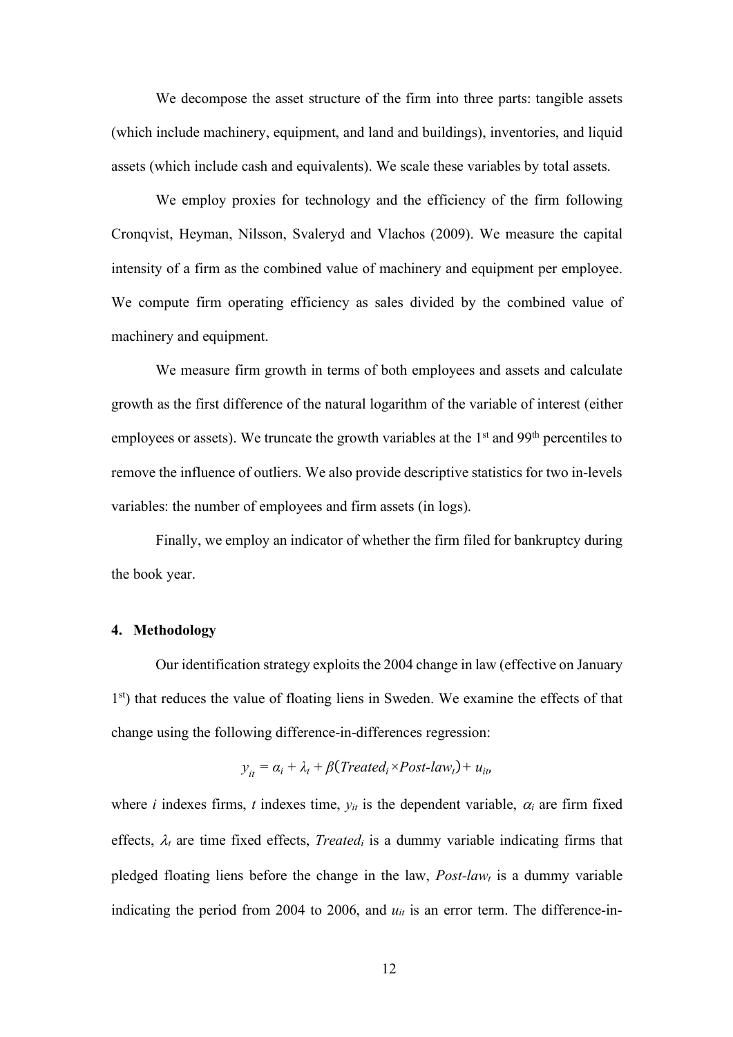We decompose the asset structure of the firm into three parts: tangible assets (which include machinery, equipment, and land and buildings), inventories, and liquid assets (which include cash and equivalents). We scale these variables by total assets.

We employ proxies for technology and the efficiency of the firm following Cronqvist, Heyman, Nilsson, Svaleryd and Vlachos (2009). We measure the capital intensity of a firm as the combined value of machinery and equipment per employee. We compute firm operating efficiency as sales divided by the combined value of machinery and equipment.

We measure firm growth in terms of both employees and assets and calculate growth as the first difference of the natural logarithm of the variable of interest (either employees or assets). We truncate the growth variables at the 1st and 99th percentiles to remove the influence of outliers. We also provide descriptive statistics for two in-levels variables: the number of employees and firm assets (in logs).

Finally, we employ an indicator of whether the firm filed for bankruptcy during the book year.

## 4. Methodology

Our identification strategy exploits the 2004 change in law (effective on January 1st) that reduces the value of floating liens in Sweden. We examine the effects of that change using the following difference-in-differences regression:

$$y_{it} = \alpha_i + \lambda_t + \beta(Treated_i \times Post\text{-}law_t) + u_{it},$$

where $i$ indexes firms, $t$ indexes time, $y_{it}$ is the dependent variable, $\alpha_i$ are firm fixed effects, $\lambda_t$ are time fixed effects, $Treated_i$ is a dummy variable indicating firms that pledged floating liens before the change in the law, $Post\text{-}law_t$ is a dummy variable indicating the period from 2004 to 2006, and $u_{it}$ is an error term. The difference-in-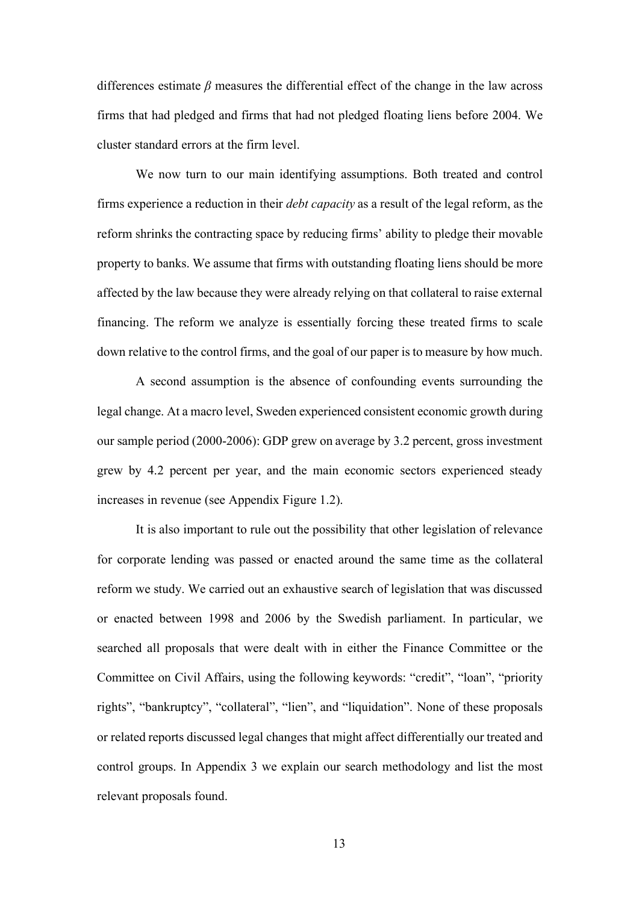differences estimate $\beta$ measures the differential effect of the change in the law across firms that had pledged and firms that had not pledged floating liens before 2004. We cluster standard errors at the firm level.

We now turn to our main identifying assumptions. Both treated and control firms experience a reduction in their *debt capacity* as a result of the legal reform, as the reform shrinks the contracting space by reducing firms' ability to pledge their movable property to banks. We assume that firms with outstanding floating liens should be more affected by the law because they were already relying on that collateral to raise external financing. The reform we analyze is essentially forcing these treated firms to scale down relative to the control firms, and the goal of our paper is to measure by how much.

A second assumption is the absence of confounding events surrounding the legal change. At a macro level, Sweden experienced consistent economic growth during our sample period (2000-2006): GDP grew on average by 3.2 percent, gross investment grew by 4.2 percent per year, and the main economic sectors experienced steady increases in revenue (see Appendix Figure 1.2).

It is also important to rule out the possibility that other legislation of relevance for corporate lending was passed or enacted around the same time as the collateral reform we study. We carried out an exhaustive search of legislation that was discussed or enacted between 1998 and 2006 by the Swedish parliament. In particular, we searched all proposals that were dealt with in either the Finance Committee or the Committee on Civil Affairs, using the following keywords: "credit", "loan", "priority rights", "bankruptcy", "collateral", "lien", and "liquidation". None of these proposals or related reports discussed legal changes that might affect differentially our treated and control groups. In Appendix 3 we explain our search methodology and list the most relevant proposals found.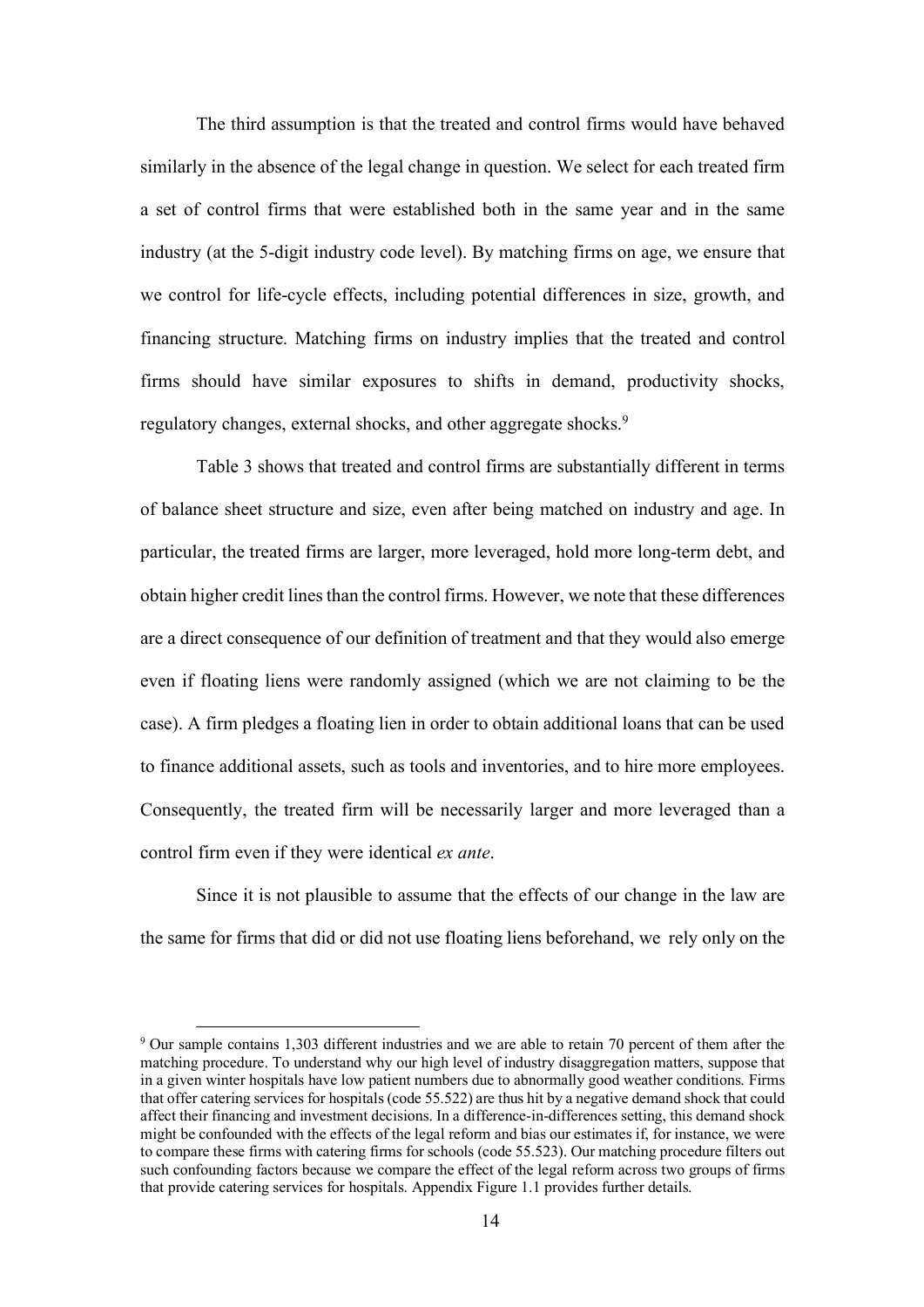The third assumption is that the treated and control firms would have behaved similarly in the absence of the legal change in question. We select for each treated firm a set of control firms that were established both in the same year and in the same industry (at the 5-digit industry code level). By matching firms on age, we ensure that we control for life-cycle effects, including potential differences in size, growth, and financing structure. Matching firms on industry implies that the treated and control firms should have similar exposures to shifts in demand, productivity shocks, regulatory changes, external shocks, and other aggregate shocks.[9]

Table 3 shows that treated and control firms are substantially different in terms of balance sheet structure and size, even after being matched on industry and age. In particular, the treated firms are larger, more leveraged, hold more long-term debt, and obtain higher credit lines than the control firms. However, we note that these differences are a direct consequence of our definition of treatment and that they would also emerge even if floating liens were randomly assigned (which we are not claiming to be the case). A firm pledges a floating lien in order to obtain additional loans that can be used to finance additional assets, such as tools and inventories, and to hire more employees. Consequently, the treated firm will be necessarily larger and more leveraged than a control firm even if they were identical *ex ante*.

Since it is not plausible to assume that the effects of our change in the law are the same for firms that did or did not use floating liens beforehand, we rely only on the

[9] Our sample contains 1,303 different industries and we are able to retain 70 percent of them after the matching procedure. To understand why our high level of industry disaggregation matters, suppose that in a given winter hospitals have low patient numbers due to abnormally good weather conditions. Firms that offer catering services for hospitals (code 55.522) are thus hit by a negative demand shock that could affect their financing and investment decisions. In a difference-in-differences setting, this demand shock might be confounded with the effects of the legal reform and bias our estimates if, for instance, we were to compare these firms with catering firms for schools (code 55.523). Our matching procedure filters out such confounding factors because we compare the effect of the legal reform across two groups of firms that provide catering services for hospitals. Appendix Figure 1.1 provides further details.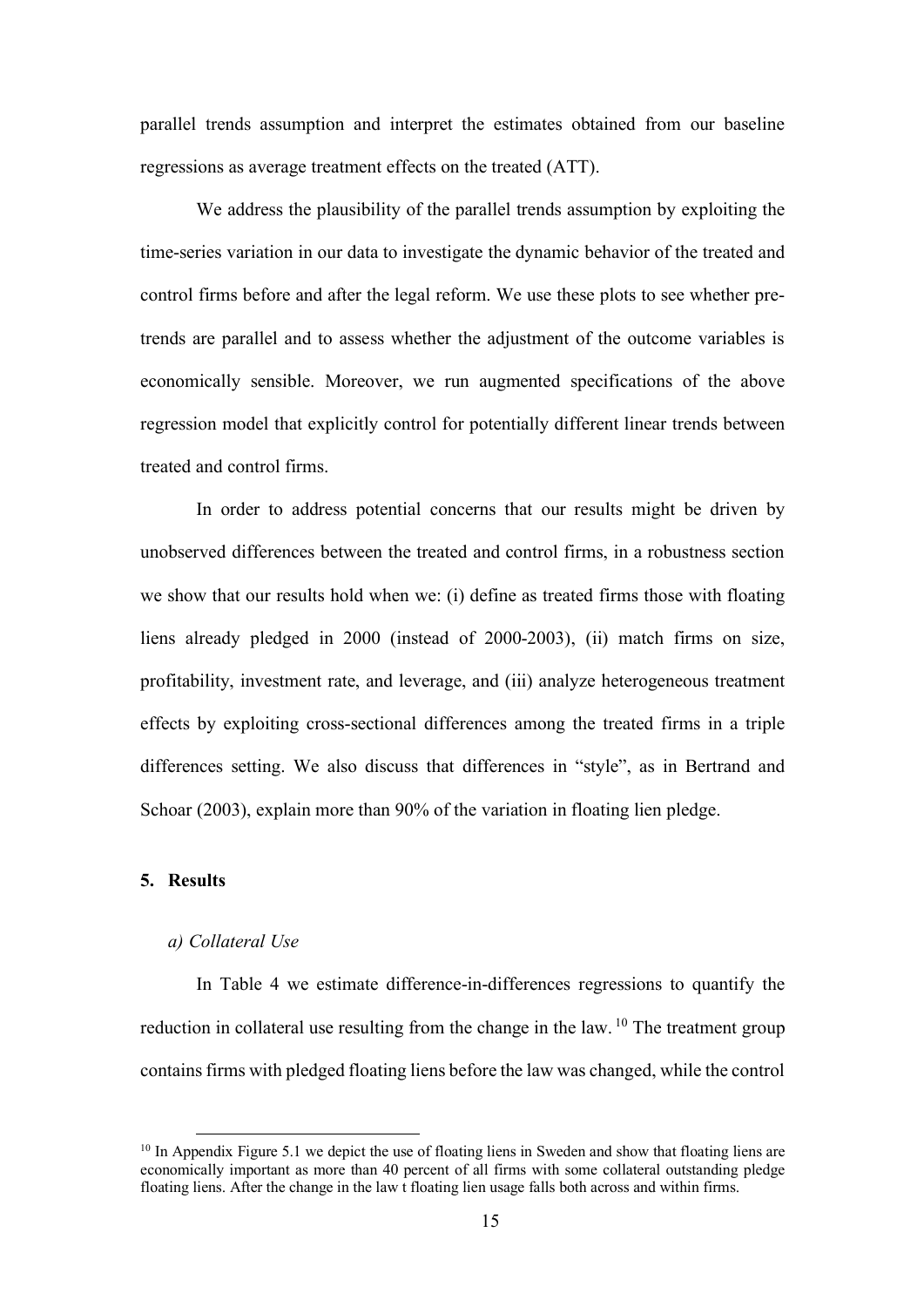parallel trends assumption and interpret the estimates obtained from our baseline regressions as average treatment effects on the treated (ATT).

We address the plausibility of the parallel trends assumption by exploiting the time-series variation in our data to investigate the dynamic behavior of the treated and control firms before and after the legal reform. We use these plots to see whether pre-trends are parallel and to assess whether the adjustment of the outcome variables is economically sensible. Moreover, we run augmented specifications of the above regression model that explicitly control for potentially different linear trends between treated and control firms.

In order to address potential concerns that our results might be driven by unobserved differences between the treated and control firms, in a robustness section we show that our results hold when we: (i) define as treated firms those with floating liens already pledged in 2000 (instead of 2000-2003), (ii) match firms on size, profitability, investment rate, and leverage, and (iii) analyze heterogeneous treatment effects by exploiting cross-sectional differences among the treated firms in a triple differences setting. We also discuss that differences in "style", as in Bertrand and Schoar (2003), explain more than 90% of the variation in floating lien pledge.

## 5. Results

### *a) Collateral Use*

In Table 4 we estimate difference-in-differences regressions to quantify the reduction in collateral use resulting from the change in the law. [10] The treatment group contains firms with pledged floating liens before the law was changed, while the control

[10] In Appendix Figure 5.1 we depict the use of floating liens in Sweden and show that floating liens are economically important as more than 40 percent of all firms with some collateral outstanding pledge floating liens. After the change in the law t floating lien usage falls both across and within firms.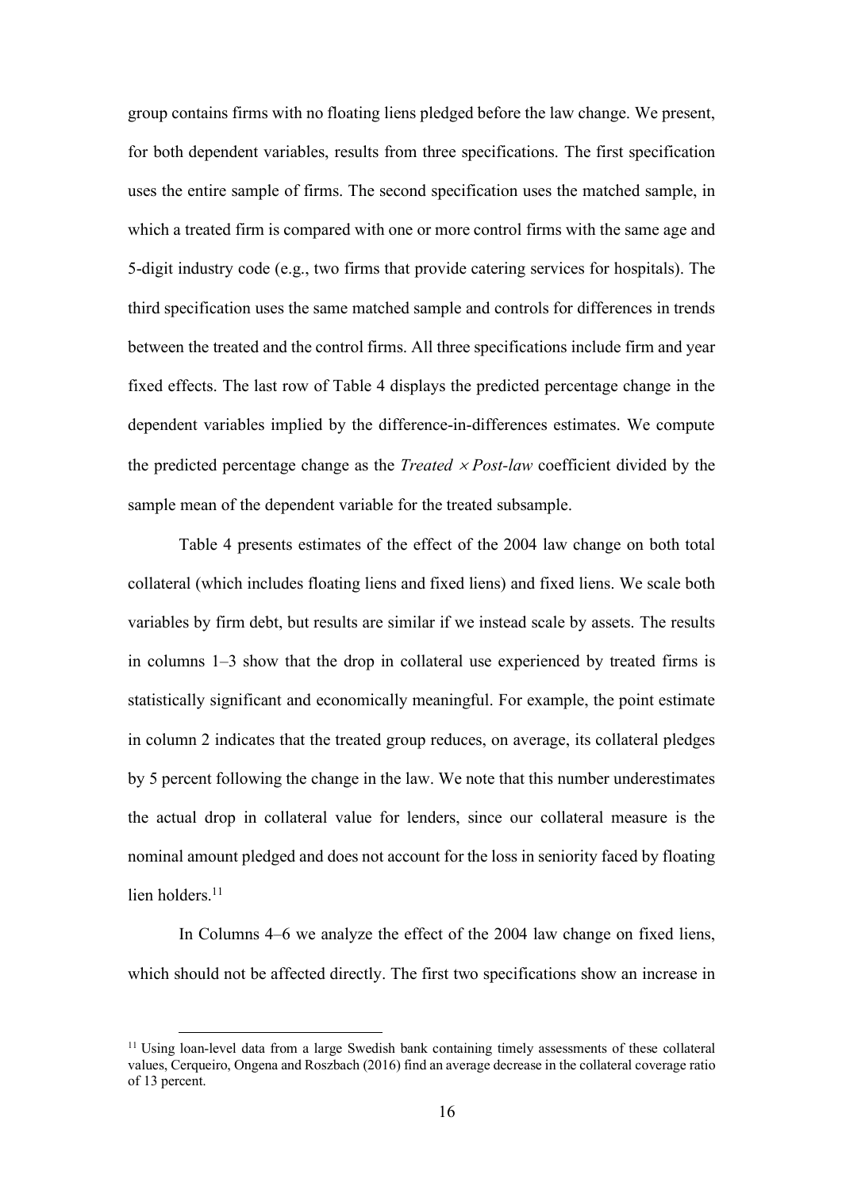group contains firms with no floating liens pledged before the law change. We present, for both dependent variables, results from three specifications. The first specification uses the entire sample of firms. The second specification uses the matched sample, in which a treated firm is compared with one or more control firms with the same age and 5-digit industry code (e.g., two firms that provide catering services for hospitals). The third specification uses the same matched sample and controls for differences in trends between the treated and the control firms. All three specifications include firm and year fixed effects. The last row of Table 4 displays the predicted percentage change in the dependent variables implied by the difference-in-differences estimates. We compute the predicted percentage change as the $\textit{Treated} \times \textit{Post-law}$ coefficient divided by the sample mean of the dependent variable for the treated subsample.

Table 4 presents estimates of the effect of the 2004 law change on both total collateral (which includes floating liens and fixed liens) and fixed liens. We scale both variables by firm debt, but results are similar if we instead scale by assets. The results in columns 1–3 show that the drop in collateral use experienced by treated firms is statistically significant and economically meaningful. For example, the point estimate in column 2 indicates that the treated group reduces, on average, its collateral pledges by 5 percent following the change in the law. We note that this number underestimates the actual drop in collateral value for lenders, since our collateral measure is the nominal amount pledged and does not account for the loss in seniority faced by floating lien holders.[11]

In Columns 4–6 we analyze the effect of the 2004 law change on fixed liens, which should not be affected directly. The first two specifications show an increase in

[11] Using loan-level data from a large Swedish bank containing timely assessments of these collateral values, Cerqueiro, Ongena and Roszbach (2016) find an average decrease in the collateral coverage ratio of 13 percent.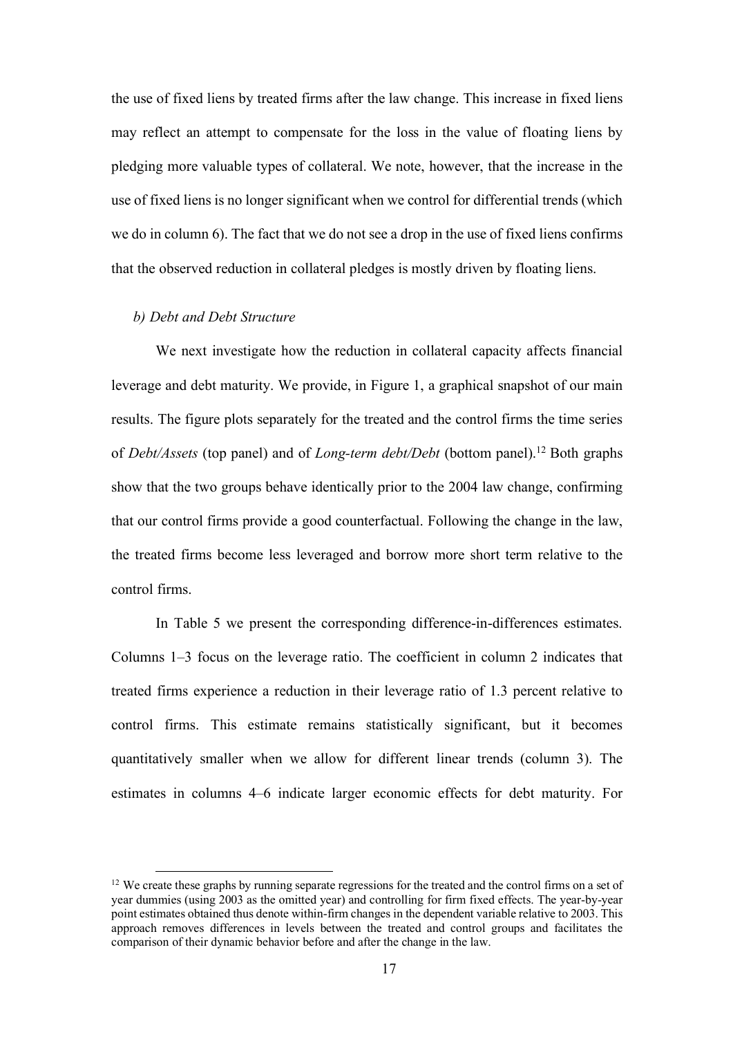the use of fixed liens by treated firms after the law change. This increase in fixed liens may reflect an attempt to compensate for the loss in the value of floating liens by pledging more valuable types of collateral. We note, however, that the increase in the use of fixed liens is no longer significant when we control for differential trends (which we do in column 6). The fact that we do not see a drop in the use of fixed liens confirms that the observed reduction in collateral pledges is mostly driven by floating liens.

*b) Debt and Debt Structure*

We next investigate how the reduction in collateral capacity affects financial leverage and debt maturity. We provide, in Figure 1, a graphical snapshot of our main results. The figure plots separately for the treated and the control firms the time series of *Debt/Assets* (top panel) and of *Long-term debt/Debt* (bottom panel).[12] Both graphs show that the two groups behave identically prior to the 2004 law change, confirming that our control firms provide a good counterfactual. Following the change in the law, the treated firms become less leveraged and borrow more short term relative to the control firms.

In Table 5 we present the corresponding difference-in-differences estimates. Columns 1–3 focus on the leverage ratio. The coefficient in column 2 indicates that treated firms experience a reduction in their leverage ratio of 1.3 percent relative to control firms. This estimate remains statistically significant, but it becomes quantitatively smaller when we allow for different linear trends (column 3). The estimates in columns 4–6 indicate larger economic effects for debt maturity. For

[12] We create these graphs by running separate regressions for the treated and the control firms on a set of year dummies (using 2003 as the omitted year) and controlling for firm fixed effects. The year-by-year point estimates obtained thus denote within-firm changes in the dependent variable relative to 2003. This approach removes differences in levels between the treated and control groups and facilitates the comparison of their dynamic behavior before and after the change in the law.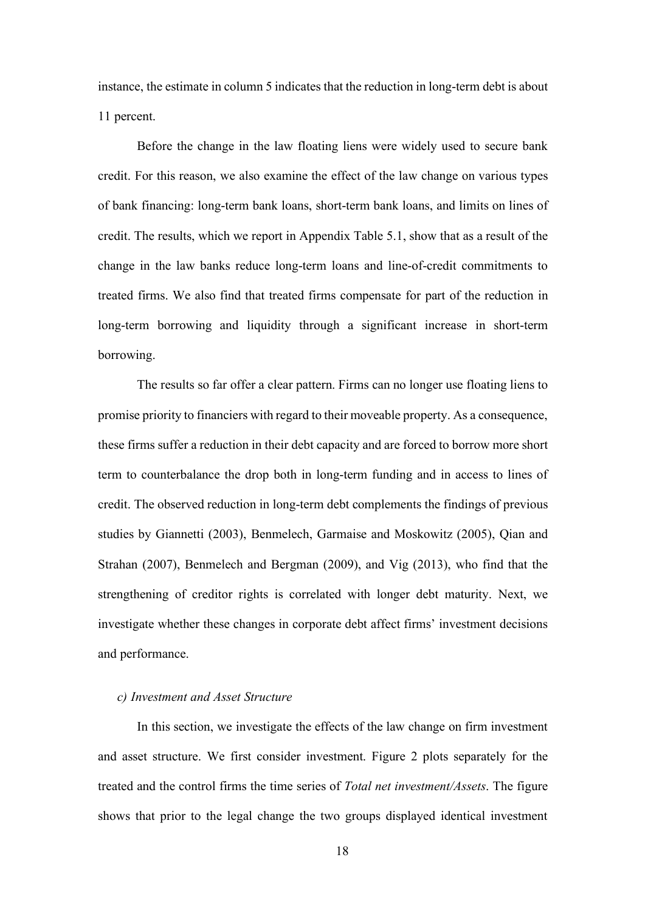instance, the estimate in column 5 indicates that the reduction in long-term debt is about 11 percent.

Before the change in the law floating liens were widely used to secure bank credit. For this reason, we also examine the effect of the law change on various types of bank financing: long-term bank loans, short-term bank loans, and limits on lines of credit. The results, which we report in Appendix Table 5.1, show that as a result of the change in the law banks reduce long-term loans and line-of-credit commitments to treated firms. We also find that treated firms compensate for part of the reduction in long-term borrowing and liquidity through a significant increase in short-term borrowing.

The results so far offer a clear pattern. Firms can no longer use floating liens to promise priority to financiers with regard to their moveable property. As a consequence, these firms suffer a reduction in their debt capacity and are forced to borrow more short term to counterbalance the drop both in long-term funding and in access to lines of credit. The observed reduction in long-term debt complements the findings of previous studies by Giannetti (2003), Benmelech, Garmaise and Moskowitz (2005), Qian and Strahan (2007), Benmelech and Bergman (2009), and Vig (2013), who find that the strengthening of creditor rights is correlated with longer debt maturity. Next, we investigate whether these changes in corporate debt affect firms' investment decisions and performance.

*c) Investment and Asset Structure*

In this section, we investigate the effects of the law change on firm investment and asset structure. We first consider investment. Figure 2 plots separately for the treated and the control firms the time series of *Total net investment/Assets*. The figure shows that prior to the legal change the two groups displayed identical investment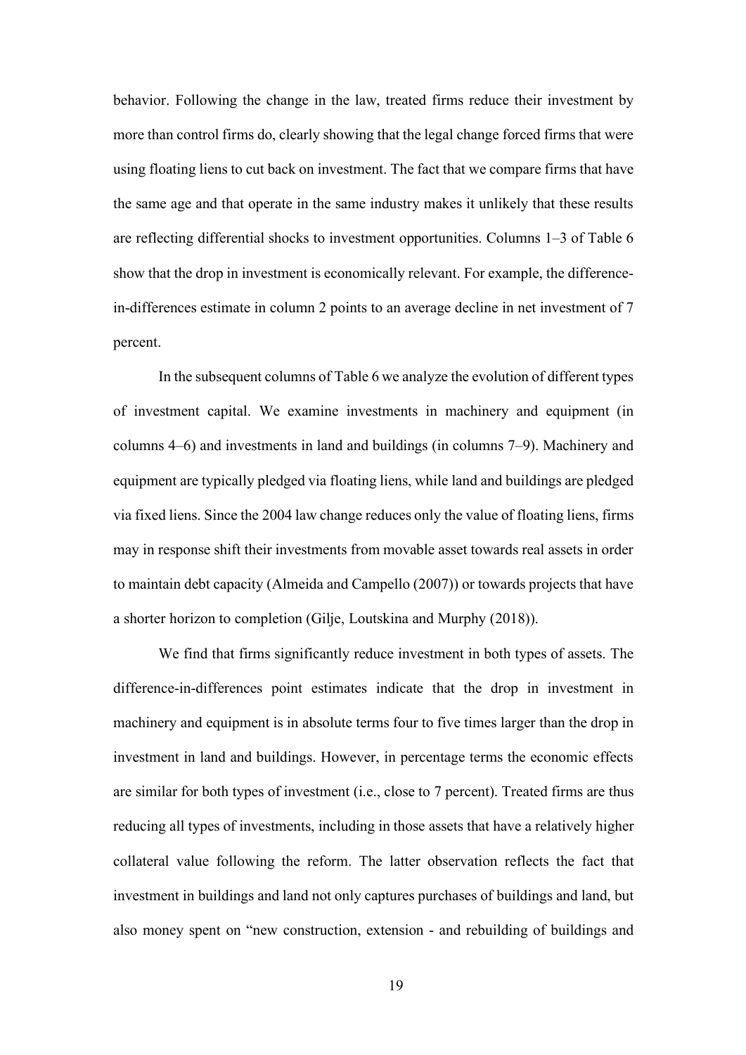behavior. Following the change in the law, treated firms reduce their investment by more than control firms do, clearly showing that the legal change forced firms that were using floating liens to cut back on investment. The fact that we compare firms that have the same age and that operate in the same industry makes it unlikely that these results are reflecting differential shocks to investment opportunities. Columns 1–3 of Table 6 show that the drop in investment is economically relevant. For example, the difference-in-differences estimate in column 2 points to an average decline in net investment of 7 percent.

In the subsequent columns of Table 6 we analyze the evolution of different types of investment capital. We examine investments in machinery and equipment (in columns 4–6) and investments in land and buildings (in columns 7–9). Machinery and equipment are typically pledged via floating liens, while land and buildings are pledged via fixed liens. Since the 2004 law change reduces only the value of floating liens, firms may in response shift their investments from movable asset towards real assets in order to maintain debt capacity (Almeida and Campello (2007)) or towards projects that have a shorter horizon to completion (Gilje, Loutskina and Murphy (2018)).

We find that firms significantly reduce investment in both types of assets. The difference-in-differences point estimates indicate that the drop in investment in machinery and equipment is in absolute terms four to five times larger than the drop in investment in land and buildings. However, in percentage terms the economic effects are similar for both types of investment (i.e., close to 7 percent). Treated firms are thus reducing all types of investments, including in those assets that have a relatively higher collateral value following the reform. The latter observation reflects the fact that investment in buildings and land not only captures purchases of buildings and land, but also money spent on "new construction, extension - and rebuilding of buildings and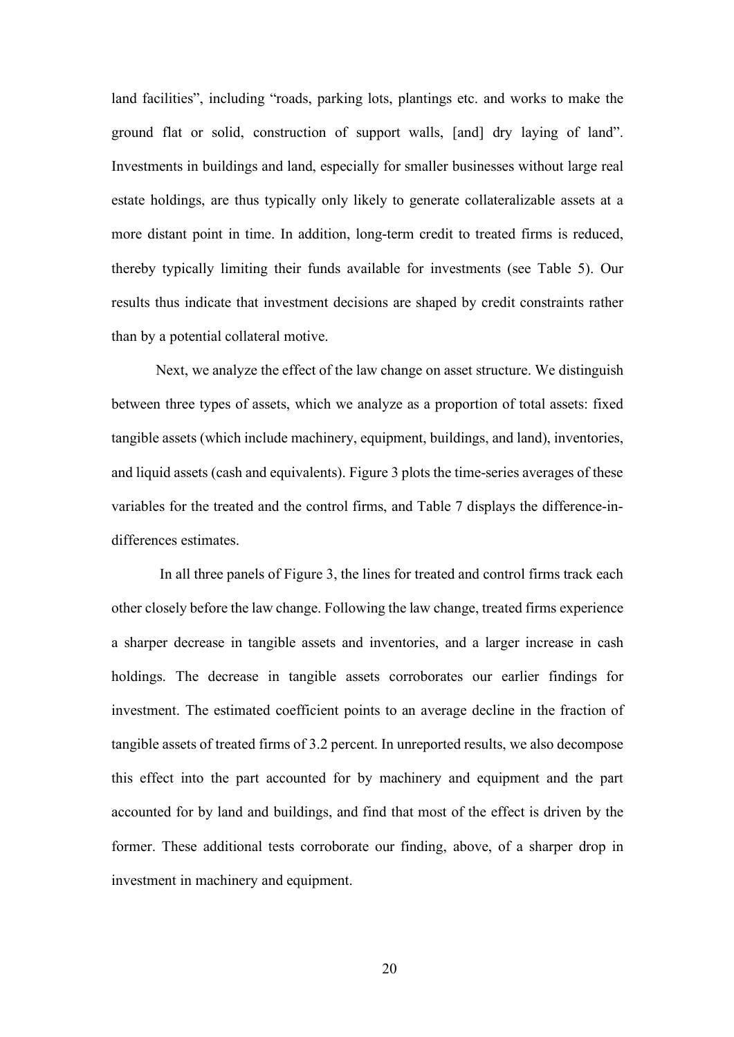land facilities", including "roads, parking lots, plantings etc. and works to make the ground flat or solid, construction of support walls, [and] dry laying of land". Investments in buildings and land, especially for smaller businesses without large real estate holdings, are thus typically only likely to generate collateralizable assets at a more distant point in time. In addition, long-term credit to treated firms is reduced, thereby typically limiting their funds available for investments (see Table 5). Our results thus indicate that investment decisions are shaped by credit constraints rather than by a potential collateral motive.

Next, we analyze the effect of the law change on asset structure. We distinguish between three types of assets, which we analyze as a proportion of total assets: fixed tangible assets (which include machinery, equipment, buildings, and land), inventories, and liquid assets (cash and equivalents). Figure 3 plots the time-series averages of these variables for the treated and the control firms, and Table 7 displays the difference-in-differences estimates.

In all three panels of Figure 3, the lines for treated and control firms track each other closely before the law change. Following the law change, treated firms experience a sharper decrease in tangible assets and inventories, and a larger increase in cash holdings. The decrease in tangible assets corroborates our earlier findings for investment. The estimated coefficient points to an average decline in the fraction of tangible assets of treated firms of 3.2 percent. In unreported results, we also decompose this effect into the part accounted for by machinery and equipment and the part accounted for by land and buildings, and find that most of the effect is driven by the former. These additional tests corroborate our finding, above, of a sharper drop in investment in machinery and equipment.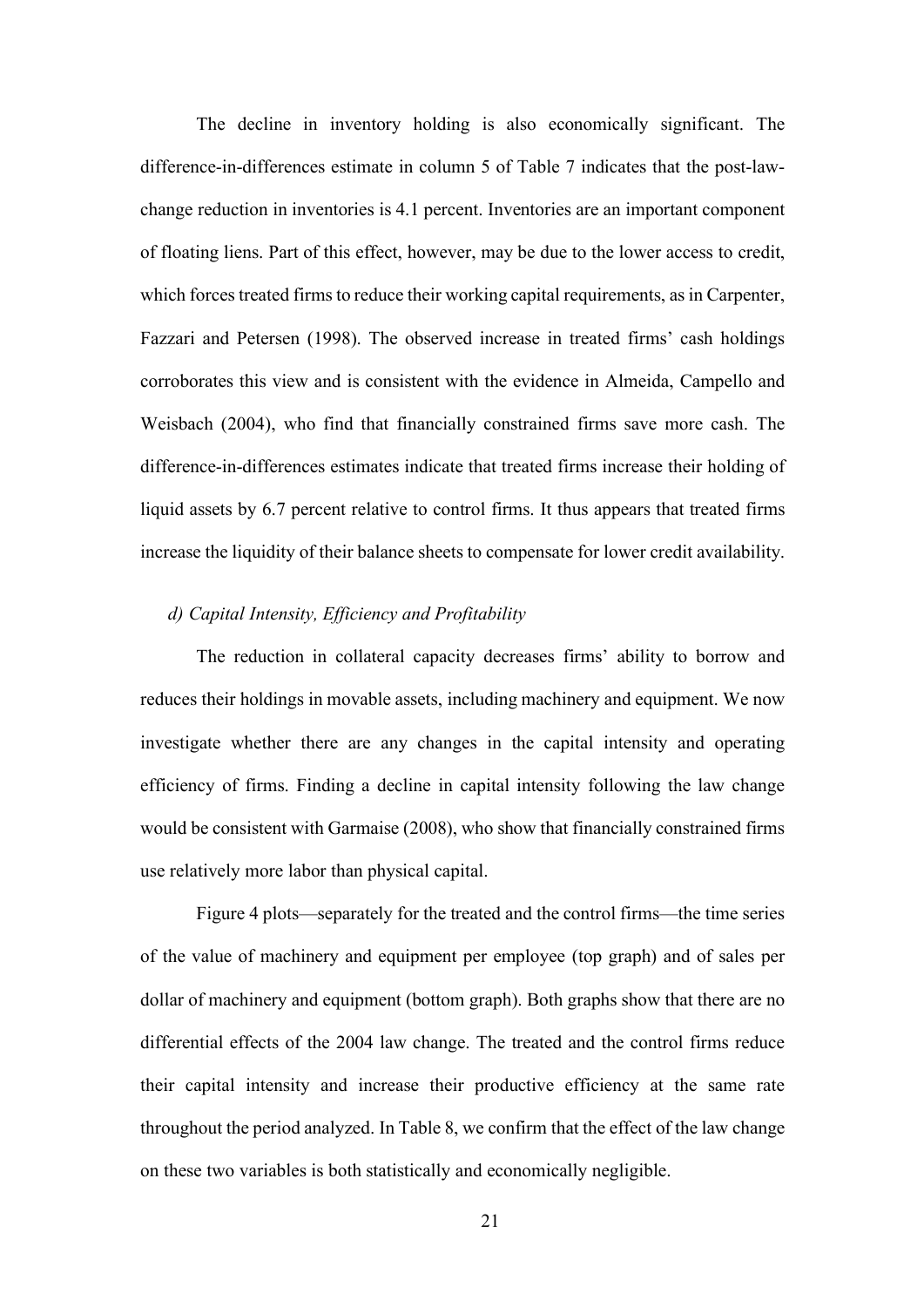The decline in inventory holding is also economically significant. The difference-in-differences estimate in column 5 of Table 7 indicates that the post-law-change reduction in inventories is 4.1 percent. Inventories are an important component of floating liens. Part of this effect, however, may be due to the lower access to credit, which forces treated firms to reduce their working capital requirements, as in Carpenter, Fazzari and Petersen (1998). The observed increase in treated firms' cash holdings corroborates this view and is consistent with the evidence in Almeida, Campello and Weisbach (2004), who find that financially constrained firms save more cash. The difference-in-differences estimates indicate that treated firms increase their holding of liquid assets by 6.7 percent relative to control firms. It thus appears that treated firms increase the liquidity of their balance sheets to compensate for lower credit availability.

*d) Capital Intensity, Efficiency and Profitability*

The reduction in collateral capacity decreases firms' ability to borrow and reduces their holdings in movable assets, including machinery and equipment. We now investigate whether there are any changes in the capital intensity and operating efficiency of firms. Finding a decline in capital intensity following the law change would be consistent with Garmaise (2008), who show that financially constrained firms use relatively more labor than physical capital.

Figure 4 plots—separately for the treated and the control firms—the time series of the value of machinery and equipment per employee (top graph) and of sales per dollar of machinery and equipment (bottom graph). Both graphs show that there are no differential effects of the 2004 law change. The treated and the control firms reduce their capital intensity and increase their productive efficiency at the same rate throughout the period analyzed. In Table 8, we confirm that the effect of the law change on these two variables is both statistically and economically negligible.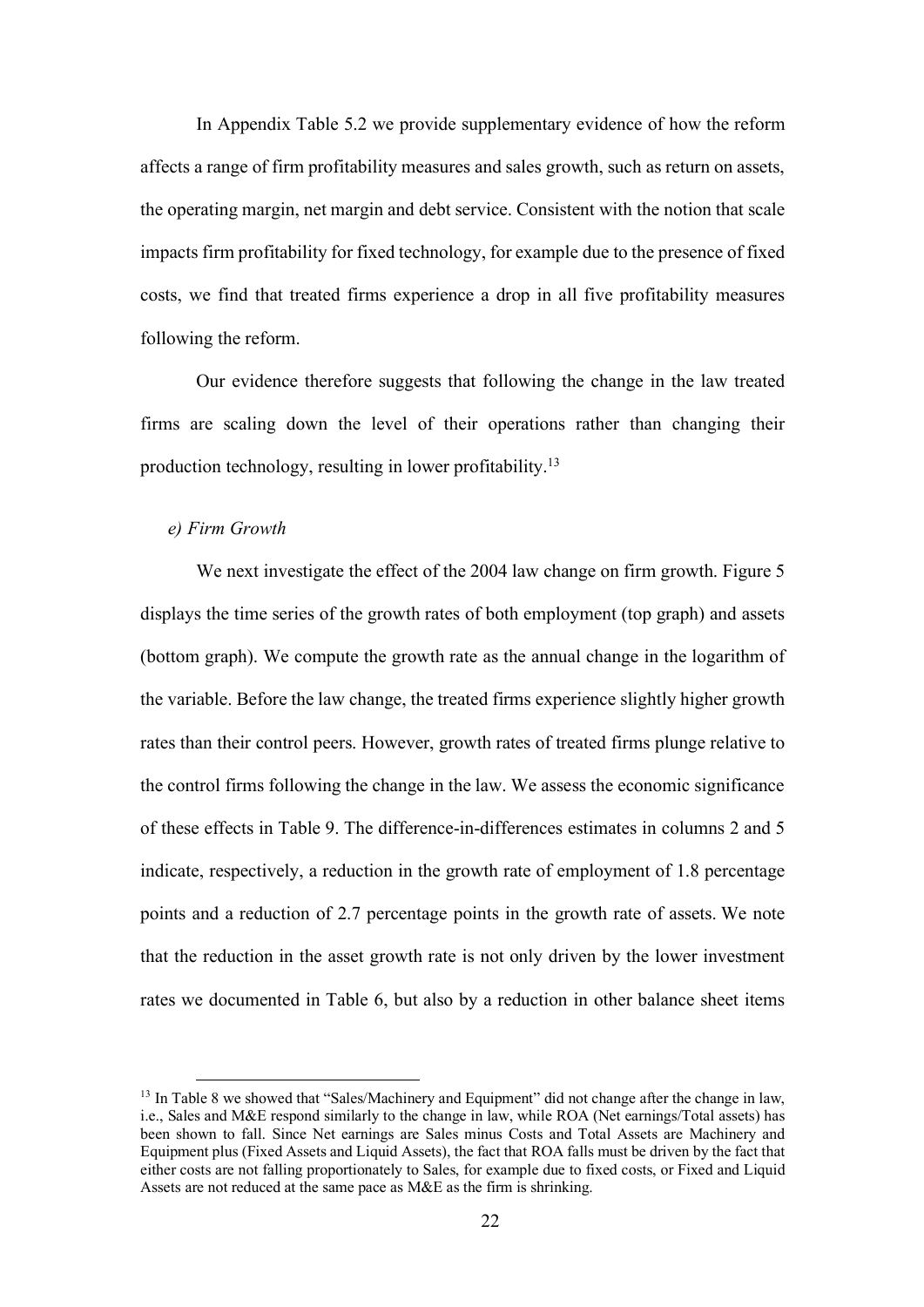In Appendix Table 5.2 we provide supplementary evidence of how the reform affects a range of firm profitability measures and sales growth, such as return on assets, the operating margin, net margin and debt service. Consistent with the notion that scale impacts firm profitability for fixed technology, for example due to the presence of fixed costs, we find that treated firms experience a drop in all five profitability measures following the reform.

Our evidence therefore suggests that following the change in the law treated firms are scaling down the level of their operations rather than changing their production technology, resulting in lower profitability.[13]

*e) Firm Growth*

We next investigate the effect of the 2004 law change on firm growth. Figure 5 displays the time series of the growth rates of both employment (top graph) and assets (bottom graph). We compute the growth rate as the annual change in the logarithm of the variable. Before the law change, the treated firms experience slightly higher growth rates than their control peers. However, growth rates of treated firms plunge relative to the control firms following the change in the law. We assess the economic significance of these effects in Table 9. The difference-in-differences estimates in columns 2 and 5 indicate, respectively, a reduction in the growth rate of employment of 1.8 percentage points and a reduction of 2.7 percentage points in the growth rate of assets. We note that the reduction in the asset growth rate is not only driven by the lower investment rates we documented in Table 6, but also by a reduction in other balance sheet items

[13] In Table 8 we showed that "Sales/Machinery and Equipment" did not change after the change in law, i.e., Sales and M&E respond similarly to the change in law, while ROA (Net earnings/Total assets) has been shown to fall. Since Net earnings are Sales minus Costs and Total Assets are Machinery and Equipment plus (Fixed Assets and Liquid Assets), the fact that ROA falls must be driven by the fact that either costs are not falling proportionately to Sales, for example due to fixed costs, or Fixed and Liquid Assets are not reduced at the same pace as M&E as the firm is shrinking.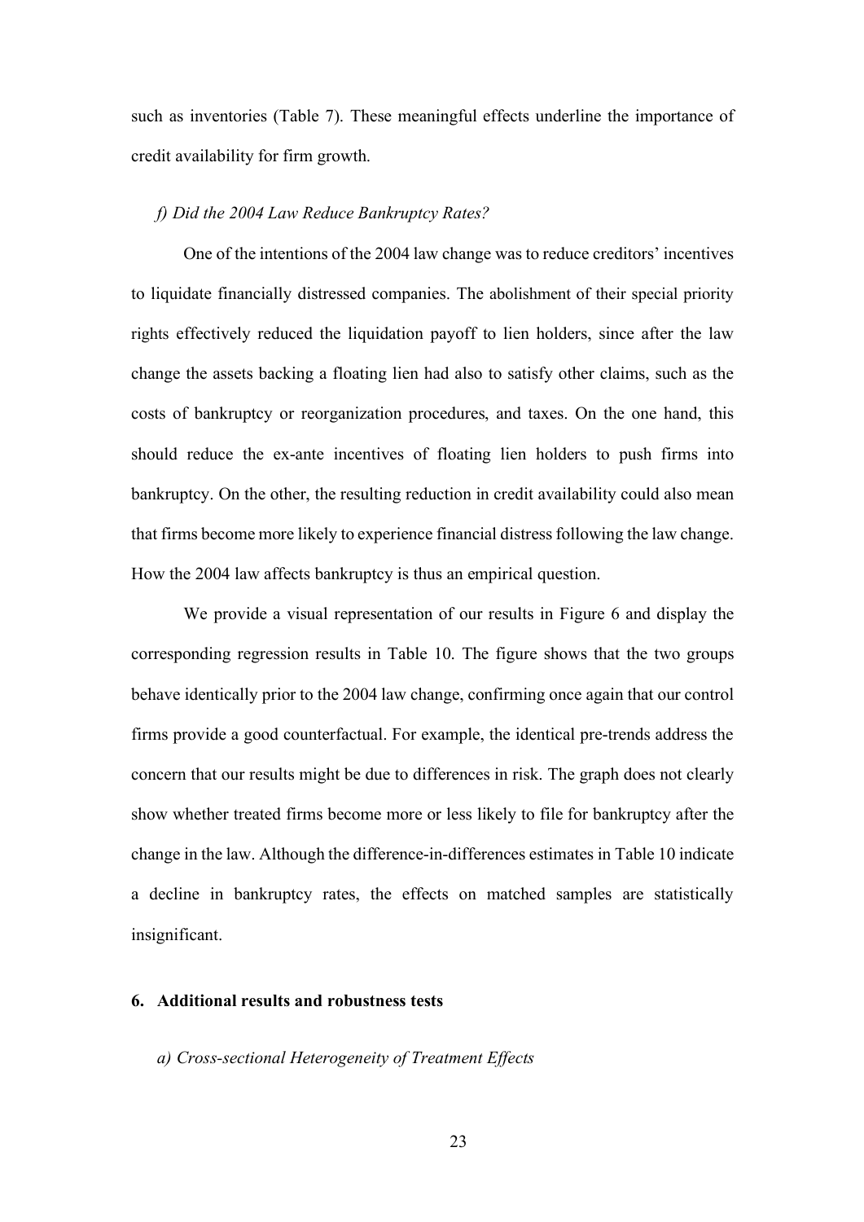such as inventories (Table 7). These meaningful effects underline the importance of credit availability for firm growth.

### *f) Did the 2004 Law Reduce Bankruptcy Rates?*

One of the intentions of the 2004 law change was to reduce creditors' incentives to liquidate financially distressed companies. The abolishment of their special priority rights effectively reduced the liquidation payoff to lien holders, since after the law change the assets backing a floating lien had also to satisfy other claims, such as the costs of bankruptcy or reorganization procedures, and taxes. On the one hand, this should reduce the ex-ante incentives of floating lien holders to push firms into bankruptcy. On the other, the resulting reduction in credit availability could also mean that firms become more likely to experience financial distress following the law change. How the 2004 law affects bankruptcy is thus an empirical question.

We provide a visual representation of our results in Figure 6 and display the corresponding regression results in Table 10. The figure shows that the two groups behave identically prior to the 2004 law change, confirming once again that our control firms provide a good counterfactual. For example, the identical pre-trends address the concern that our results might be due to differences in risk. The graph does not clearly show whether treated firms become more or less likely to file for bankruptcy after the change in the law. Although the difference-in-differences estimates in Table 10 indicate a decline in bankruptcy rates, the effects on matched samples are statistically insignificant.

## 6. Additional results and robustness tests

### *a) Cross-sectional Heterogeneity of Treatment Effects*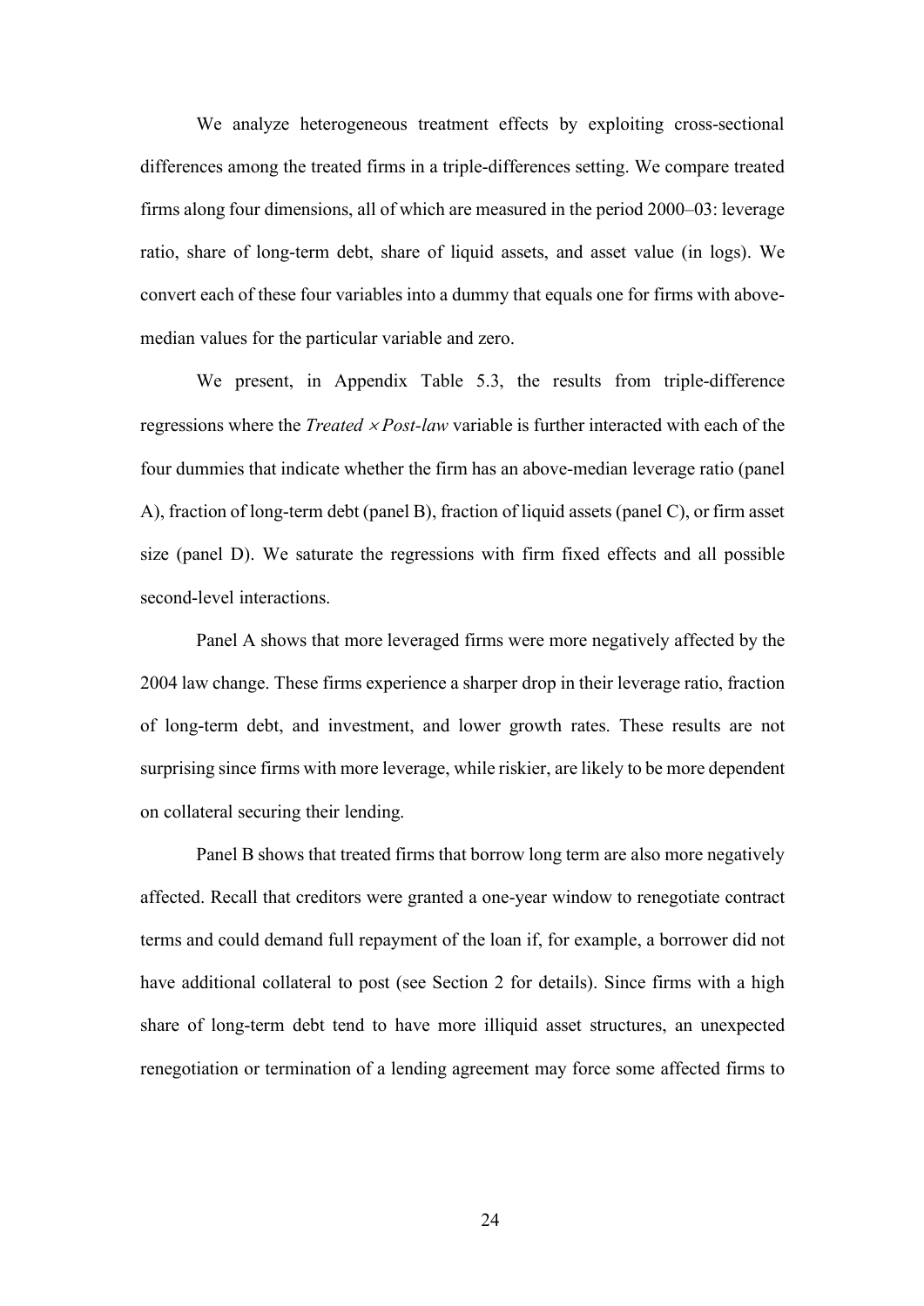We analyze heterogeneous treatment effects by exploiting cross-sectional differences among the treated firms in a triple-differences setting. We compare treated firms along four dimensions, all of which are measured in the period 2000–03: leverage ratio, share of long-term debt, share of liquid assets, and asset value (in logs). We convert each of these four variables into a dummy that equals one for firms with above-median values for the particular variable and zero.

We present, in Appendix Table 5.3, the results from triple-difference regressions where the *Treated* $\times$ *Post-law* variable is further interacted with each of the four dummies that indicate whether the firm has an above-median leverage ratio (panel A), fraction of long-term debt (panel B), fraction of liquid assets (panel C), or firm asset size (panel D). We saturate the regressions with firm fixed effects and all possible second-level interactions.

Panel A shows that more leveraged firms were more negatively affected by the 2004 law change. These firms experience a sharper drop in their leverage ratio, fraction of long-term debt, and investment, and lower growth rates. These results are not surprising since firms with more leverage, while riskier, are likely to be more dependent on collateral securing their lending.

Panel B shows that treated firms that borrow long term are also more negatively affected. Recall that creditors were granted a one-year window to renegotiate contract terms and could demand full repayment of the loan if, for example, a borrower did not have additional collateral to post (see Section 2 for details). Since firms with a high share of long-term debt tend to have more illiquid asset structures, an unexpected renegotiation or termination of a lending agreement may force some affected firms to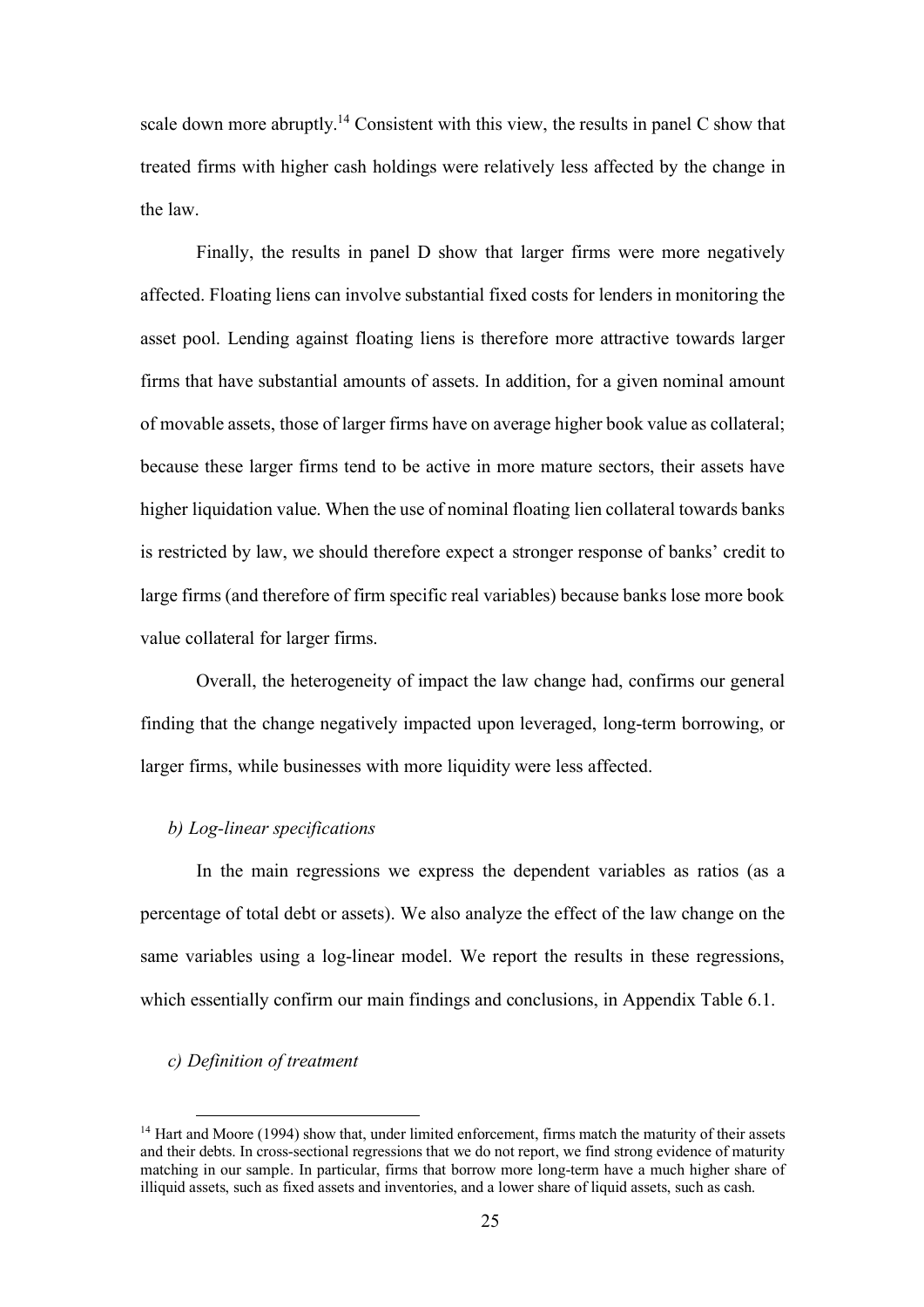scale down more abruptly.[14] Consistent with this view, the results in panel C show that treated firms with higher cash holdings were relatively less affected by the change in the law.

Finally, the results in panel D show that larger firms were more negatively affected. Floating liens can involve substantial fixed costs for lenders in monitoring the asset pool. Lending against floating liens is therefore more attractive towards larger firms that have substantial amounts of assets. In addition, for a given nominal amount of movable assets, those of larger firms have on average higher book value as collateral; because these larger firms tend to be active in more mature sectors, their assets have higher liquidation value. When the use of nominal floating lien collateral towards banks is restricted by law, we should therefore expect a stronger response of banks' credit to large firms (and therefore of firm specific real variables) because banks lose more book value collateral for larger firms.

Overall, the heterogeneity of impact the law change had, confirms our general finding that the change negatively impacted upon leveraged, long-term borrowing, or larger firms, while businesses with more liquidity were less affected.

*b) Log-linear specifications*

In the main regressions we express the dependent variables as ratios (as a percentage of total debt or assets). We also analyze the effect of the law change on the same variables using a log-linear model. We report the results in these regressions, which essentially confirm our main findings and conclusions, in Appendix Table 6.1.

*c) Definition of treatment*

[14] Hart and Moore (1994) show that, under limited enforcement, firms match the maturity of their assets and their debts. In cross-sectional regressions that we do not report, we find strong evidence of maturity matching in our sample. In particular, firms that borrow more long-term have a much higher share of illiquid assets, such as fixed assets and inventories, and a lower share of liquid assets, such as cash.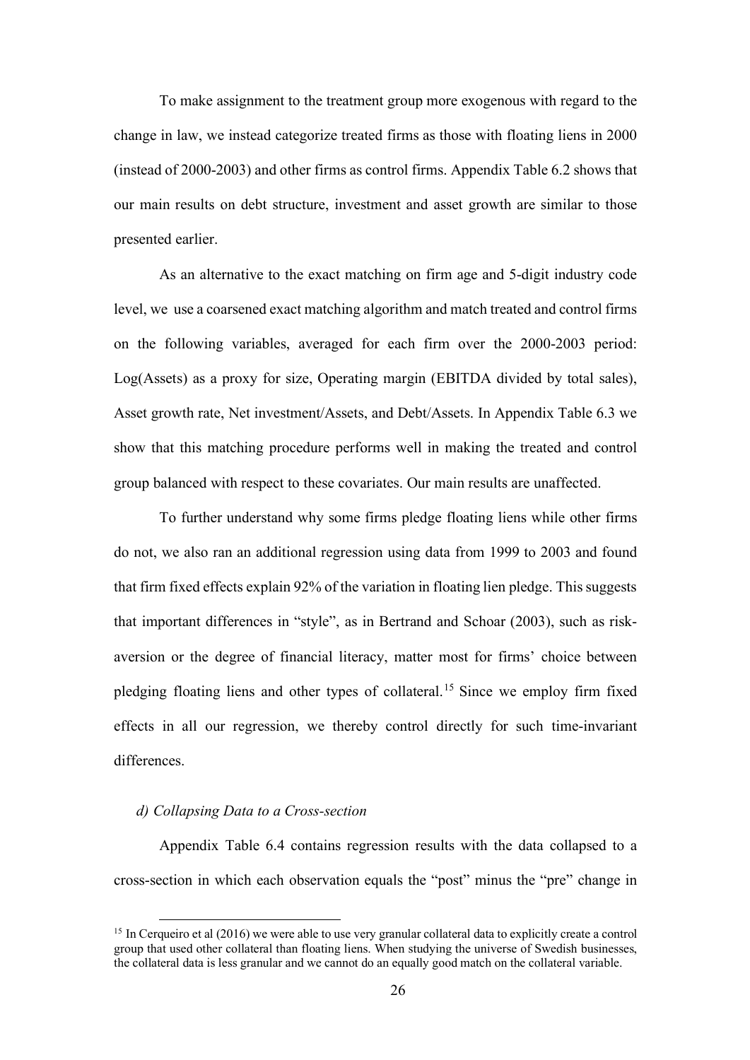To make assignment to the treatment group more exogenous with regard to the change in law, we instead categorize treated firms as those with floating liens in 2000 (instead of 2000-2003) and other firms as control firms. Appendix Table 6.2 shows that our main results on debt structure, investment and asset growth are similar to those presented earlier.

As an alternative to the exact matching on firm age and 5-digit industry code level, we use a coarsened exact matching algorithm and match treated and control firms on the following variables, averaged for each firm over the 2000-2003 period: Log(Assets) as a proxy for size, Operating margin (EBITDA divided by total sales), Asset growth rate, Net investment/Assets, and Debt/Assets. In Appendix Table 6.3 we show that this matching procedure performs well in making the treated and control group balanced with respect to these covariates. Our main results are unaffected.

To further understand why some firms pledge floating liens while other firms do not, we also ran an additional regression using data from 1999 to 2003 and found that firm fixed effects explain 92% of the variation in floating lien pledge. This suggests that important differences in "style", as in Bertrand and Schoar (2003), such as risk-aversion or the degree of financial literacy, matter most for firms' choice between pledging floating liens and other types of collateral.[15] Since we employ firm fixed effects in all our regression, we thereby control directly for such time-invariant differences.

*d) Collapsing Data to a Cross-section*

Appendix Table 6.4 contains regression results with the data collapsed to a cross-section in which each observation equals the "post" minus the "pre" change in

[15] In Cerqueiro et al (2016) we were able to use very granular collateral data to explicitly create a control group that used other collateral than floating liens. When studying the universe of Swedish businesses, the collateral data is less granular and we cannot do an equally good match on the collateral variable.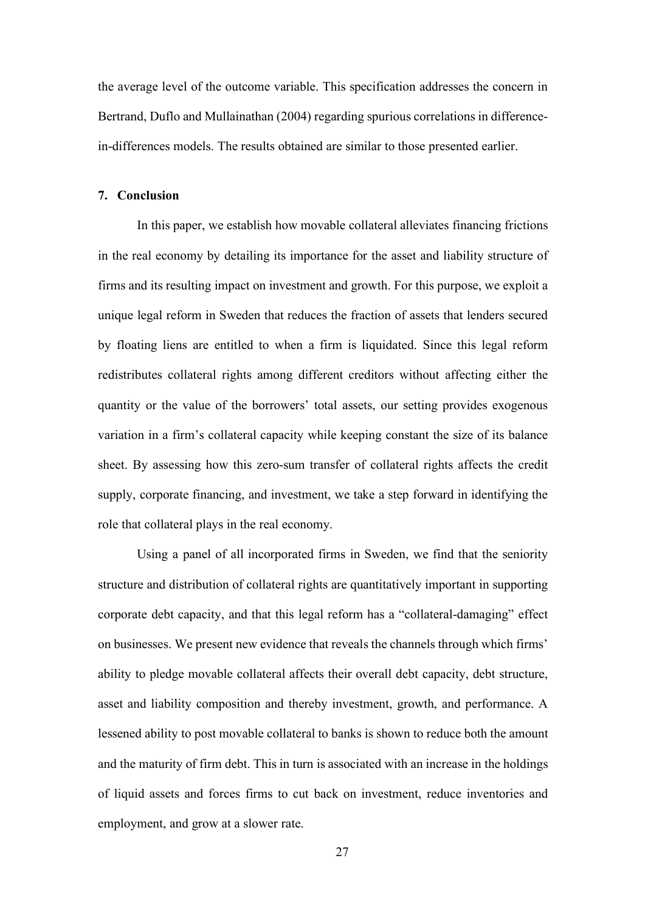the average level of the outcome variable. This specification addresses the concern in Bertrand, Duflo and Mullainathan (2004) regarding spurious correlations in difference-in-differences models. The results obtained are similar to those presented earlier.

## 7. Conclusion

In this paper, we establish how movable collateral alleviates financing frictions in the real economy by detailing its importance for the asset and liability structure of firms and its resulting impact on investment and growth. For this purpose, we exploit a unique legal reform in Sweden that reduces the fraction of assets that lenders secured by floating liens are entitled to when a firm is liquidated. Since this legal reform redistributes collateral rights among different creditors without affecting either the quantity or the value of the borrowers' total assets, our setting provides exogenous variation in a firm's collateral capacity while keeping constant the size of its balance sheet. By assessing how this zero-sum transfer of collateral rights affects the credit supply, corporate financing, and investment, we take a step forward in identifying the role that collateral plays in the real economy.

Using a panel of all incorporated firms in Sweden, we find that the seniority structure and distribution of collateral rights are quantitatively important in supporting corporate debt capacity, and that this legal reform has a "collateral-damaging" effect on businesses. We present new evidence that reveals the channels through which firms' ability to pledge movable collateral affects their overall debt capacity, debt structure, asset and liability composition and thereby investment, growth, and performance. A lessened ability to post movable collateral to banks is shown to reduce both the amount and the maturity of firm debt. This in turn is associated with an increase in the holdings of liquid assets and forces firms to cut back on investment, reduce inventories and employment, and grow at a slower rate.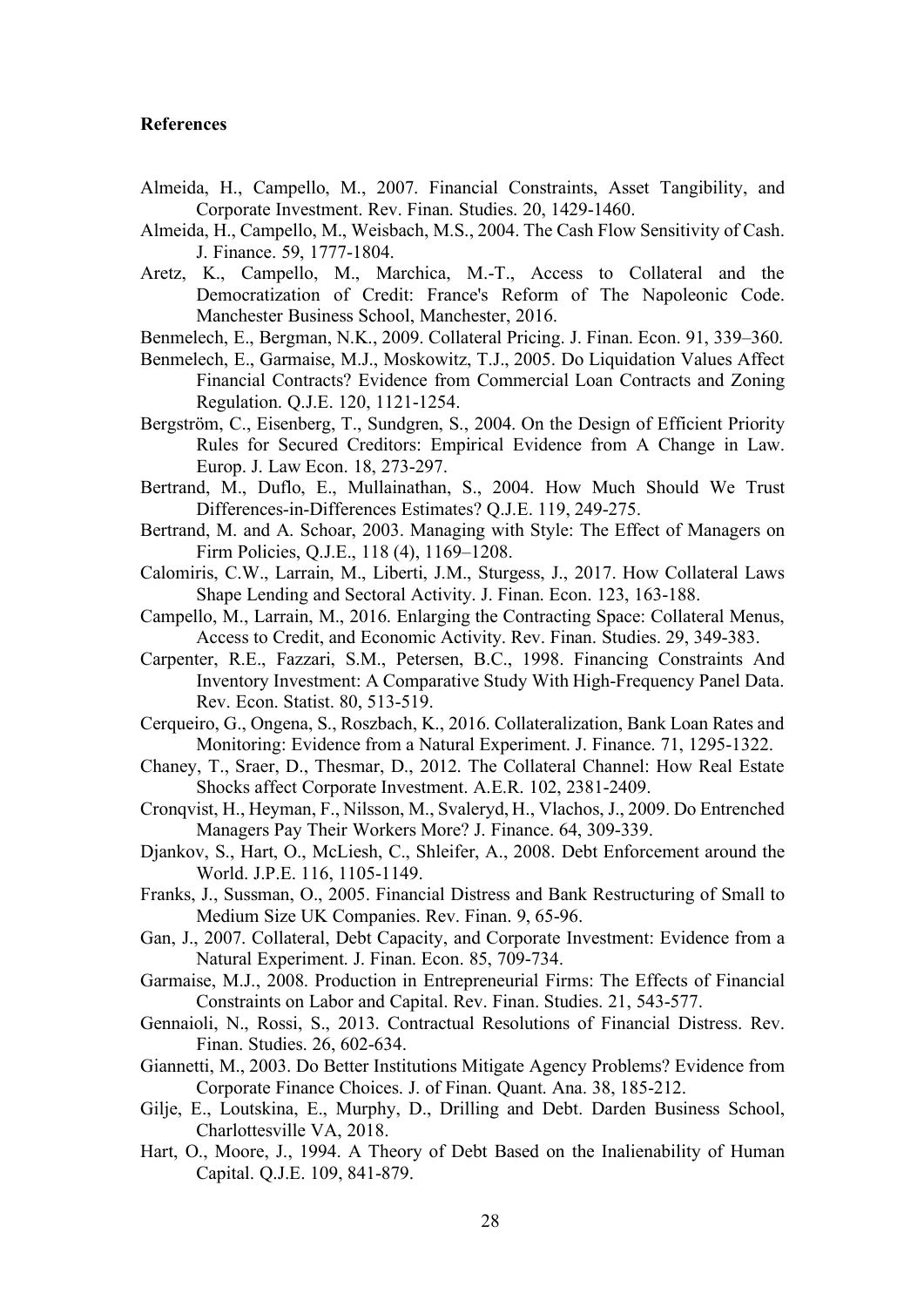**References**

Almeida, H., Campello, M., 2007. Financial Constraints, Asset Tangibility, and Corporate Investment. Rev. Finan. Studies. 20, 1429-1460.

Almeida, H., Campello, M., Weisbach, M.S., 2004. The Cash Flow Sensitivity of Cash. J. Finance. 59, 1777-1804.

Aretz, K., Campello, M., Marchica, M.-T., Access to Collateral and the Democratization of Credit: France's Reform of The Napoleonic Code. Manchester Business School, Manchester, 2016.

Benmelech, E., Bergman, N.K., 2009. Collateral Pricing. J. Finan. Econ. 91, 339–360.

Benmelech, E., Garmaise, M.J., Moskowitz, T.J., 2005. Do Liquidation Values Affect Financial Contracts? Evidence from Commercial Loan Contracts and Zoning Regulation. Q.J.E. 120, 1121-1254.

Bergström, C., Eisenberg, T., Sundgren, S., 2004. On the Design of Efficient Priority Rules for Secured Creditors: Empirical Evidence from A Change in Law. Europ. J. Law Econ. 18, 273-297.

Bertrand, M., Duflo, E., Mullainathan, S., 2004. How Much Should We Trust Differences-in-Differences Estimates? Q.J.E. 119, 249-275.

Bertrand, M. and A. Schoar, 2003. Managing with Style: The Effect of Managers on Firm Policies, Q.J.E., 118 (4), 1169–1208.

Calomiris, C.W., Larrain, M., Liberti, J.M., Sturgess, J., 2017. How Collateral Laws Shape Lending and Sectoral Activity. J. Finan. Econ. 123, 163-188.

Campello, M., Larrain, M., 2016. Enlarging the Contracting Space: Collateral Menus, Access to Credit, and Economic Activity. Rev. Finan. Studies. 29, 349-383.

Carpenter, R.E., Fazzari, S.M., Petersen, B.C., 1998. Financing Constraints And Inventory Investment: A Comparative Study With High-Frequency Panel Data. Rev. Econ. Statist. 80, 513-519.

Cerqueiro, G., Ongena, S., Roszbach, K., 2016. Collateralization, Bank Loan Rates and Monitoring: Evidence from a Natural Experiment. J. Finance. 71, 1295-1322.

Chaney, T., Sraer, D., Thesmar, D., 2012. The Collateral Channel: How Real Estate Shocks affect Corporate Investment. A.E.R. 102, 2381-2409.

Cronqvist, H., Heyman, F., Nilsson, M., Svaleryd, H., Vlachos, J., 2009. Do Entrenched Managers Pay Their Workers More? J. Finance. 64, 309-339.

Djankov, S., Hart, O., McLiesh, C., Shleifer, A., 2008. Debt Enforcement around the World. J.P.E. 116, 1105-1149.

Franks, J., Sussman, O., 2005. Financial Distress and Bank Restructuring of Small to Medium Size UK Companies. Rev. Finan. 9, 65-96.

Gan, J., 2007. Collateral, Debt Capacity, and Corporate Investment: Evidence from a Natural Experiment. J. Finan. Econ. 85, 709-734.

Garmaise, M.J., 2008. Production in Entrepreneurial Firms: The Effects of Financial Constraints on Labor and Capital. Rev. Finan. Studies. 21, 543-577.

Gennaioli, N., Rossi, S., 2013. Contractual Resolutions of Financial Distress. Rev. Finan. Studies. 26, 602-634.

Giannetti, M., 2003. Do Better Institutions Mitigate Agency Problems? Evidence from Corporate Finance Choices. J. of Finan. Quant. Ana. 38, 185-212.

Gilje, E., Loutskina, E., Murphy, D., Drilling and Debt. Darden Business School, Charlottesville VA, 2018.

Hart, O., Moore, J., 1994. A Theory of Debt Based on the Inalienability of Human Capital. Q.J.E. 109, 841-879.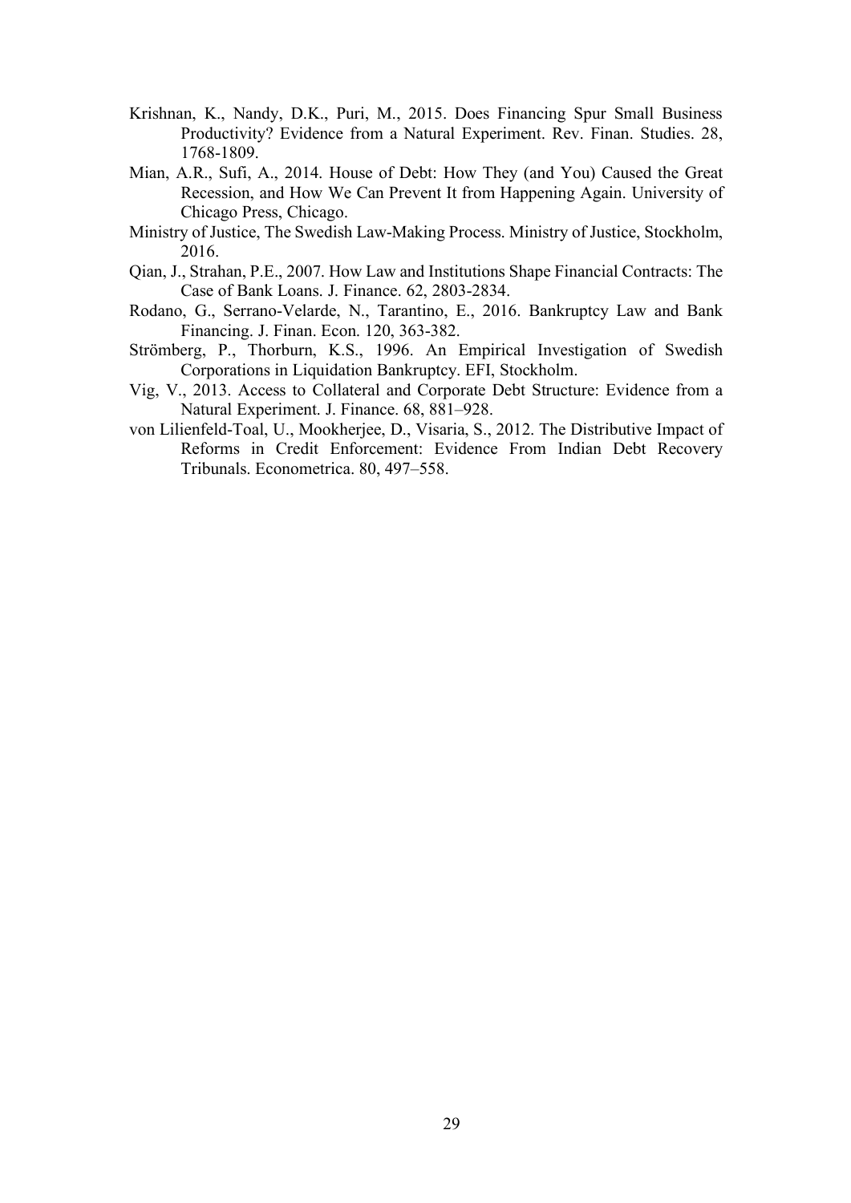Krishnan, K., Nandy, D.K., Puri, M., 2015. Does Financing Spur Small Business Productivity? Evidence from a Natural Experiment. Rev. Finan. Studies. 28, 1768-1809.

Mian, A.R., Sufi, A., 2014. House of Debt: How They (and You) Caused the Great Recession, and How We Can Prevent It from Happening Again. University of Chicago Press, Chicago.

Ministry of Justice, The Swedish Law-Making Process. Ministry of Justice, Stockholm, 2016.

Qian, J., Strahan, P.E., 2007. How Law and Institutions Shape Financial Contracts: The Case of Bank Loans. J. Finance. 62, 2803-2834.

Rodano, G., Serrano-Velarde, N., Tarantino, E., 2016. Bankruptcy Law and Bank Financing. J. Finan. Econ. 120, 363-382.

Strömberg, P., Thorburn, K.S., 1996. An Empirical Investigation of Swedish Corporations in Liquidation Bankruptcy. EFI, Stockholm.

Vig, V., 2013. Access to Collateral and Corporate Debt Structure: Evidence from a Natural Experiment. J. Finance. 68, 881–928.

von Lilienfeld-Toal, U., Mookherjee, D., Visaria, S., 2012. The Distributive Impact of Reforms in Credit Enforcement: Evidence From Indian Debt Recovery Tribunals. Econometrica. 80, 497–558.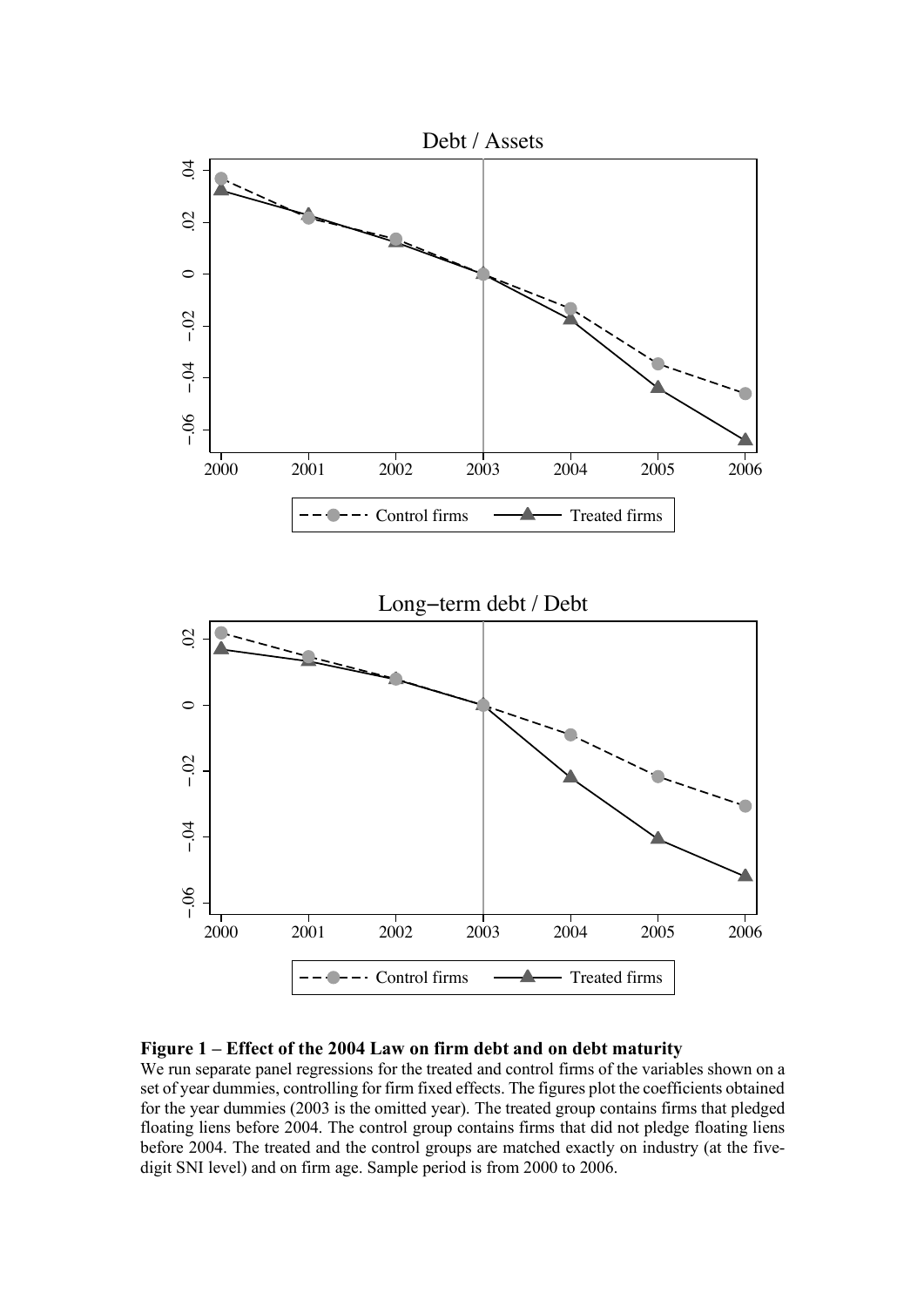**Figure 1 – Effect of the 2004 Law on firm debt and on debt maturity**

We run separate panel regressions for the treated and control firms of the variables shown on a set of year dummies, controlling for firm fixed effects. The figures plot the coefficients obtained for the year dummies (2003 is the omitted year). The treated group contains firms that pledged floating liens before 2004. The control group contains firms that did not pledge floating liens before 2004. The treated and the control groups are matched exactly on industry (at the five-digit SNI level) and on firm age. Sample period is from 2000 to 2006.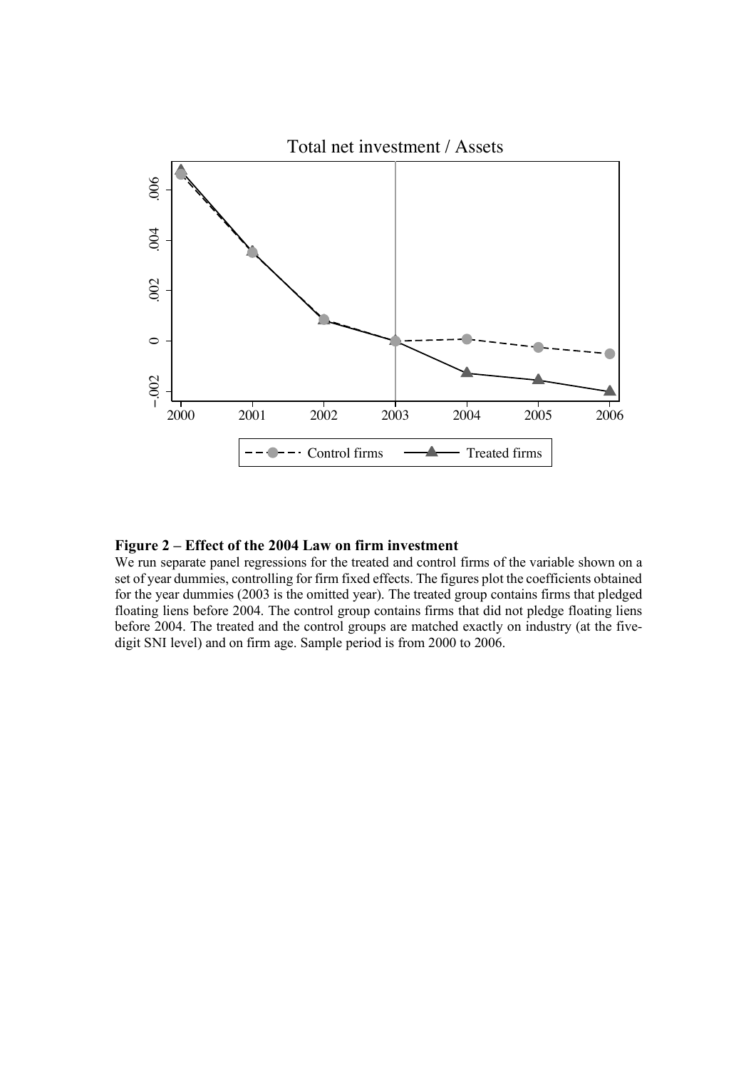**Figure 2 – Effect of the 2004 Law on firm investment**

We run separate panel regressions for the treated and control firms of the variable shown on a set of year dummies, controlling for firm fixed effects. The figures plot the coefficients obtained for the year dummies (2003 is the omitted year). The treated group contains firms that pledged floating liens before 2004. The control group contains firms that did not pledge floating liens before 2004. The treated and the control groups are matched exactly on industry (at the five-digit SNI level) and on firm age. Sample period is from 2000 to 2006.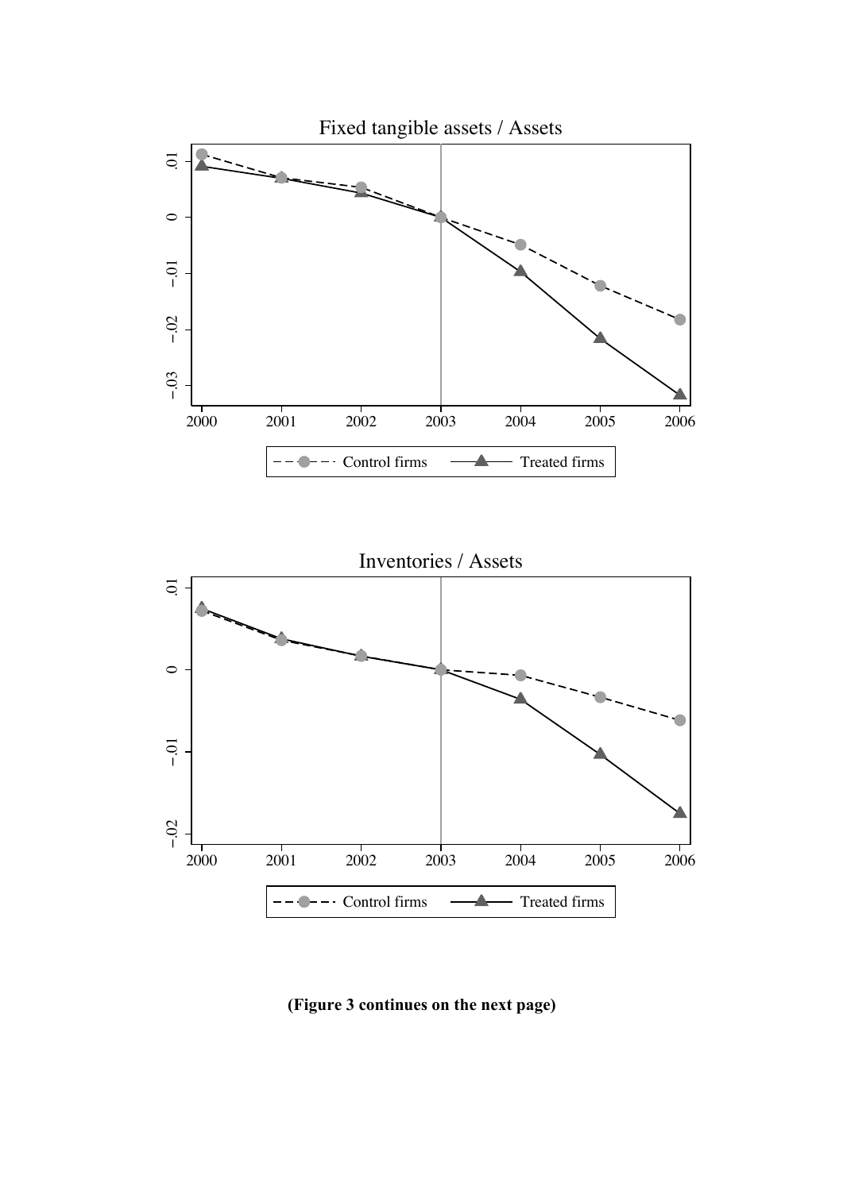(Figure 3 continues on the next page)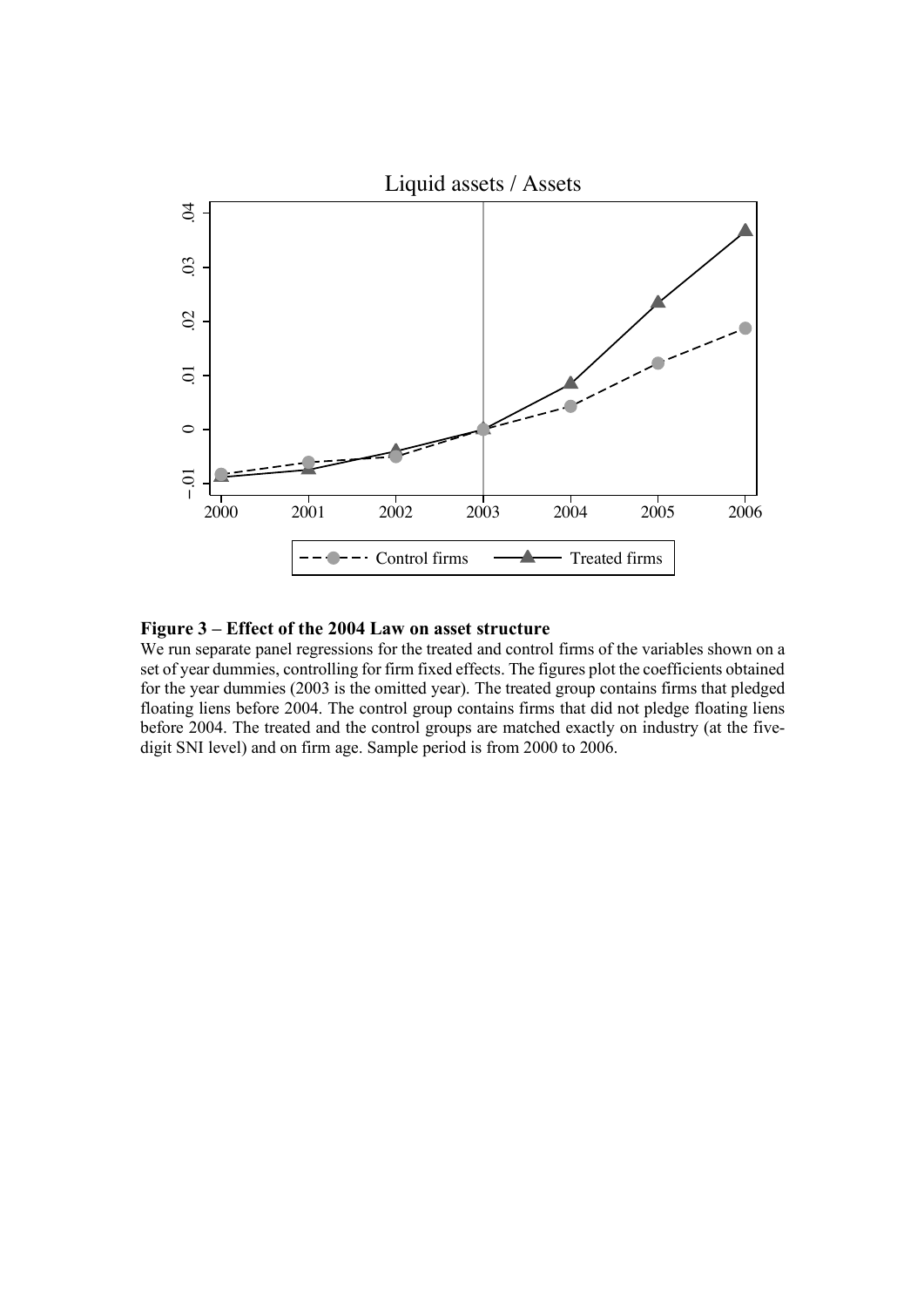**Figure 3 – Effect of the 2004 Law on asset structure**

We run separate panel regressions for the treated and control firms of the variables shown on a set of year dummies, controlling for firm fixed effects. The figures plot the coefficients obtained for the year dummies (2003 is the omitted year). The treated group contains firms that pledged floating liens before 2004. The control group contains firms that did not pledge floating liens before 2004. The treated and the control groups are matched exactly on industry (at the five-digit SNI level) and on firm age. Sample period is from 2000 to 2006.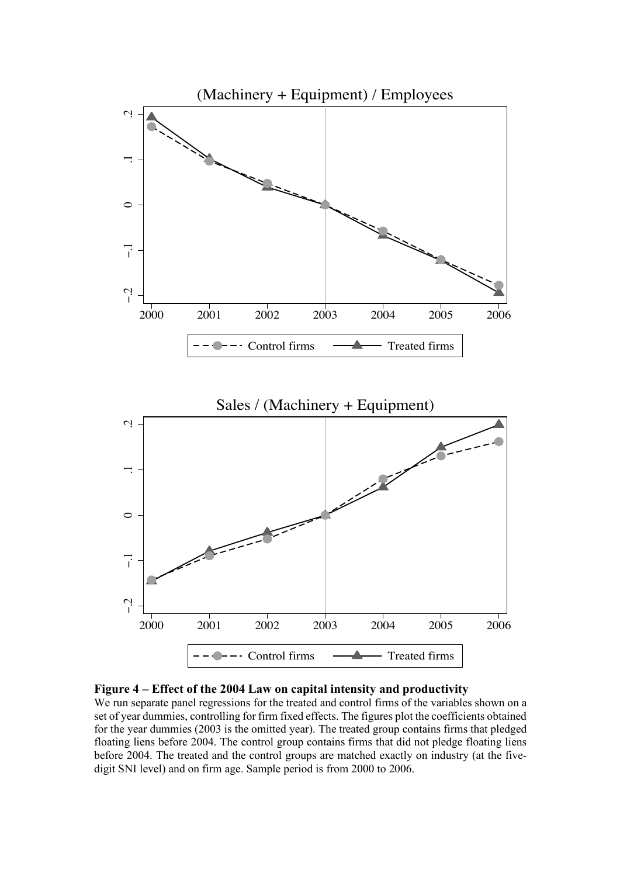**Figure 4 – Effect of the 2004 Law on capital intensity and productivity**

We run separate panel regressions for the treated and control firms of the variables shown on a set of year dummies, controlling for firm fixed effects. The figures plot the coefficients obtained for the year dummies (2003 is the omitted year). The treated group contains firms that pledged floating liens before 2004. The control group contains firms that did not pledge floating liens before 2004. The treated and the control groups are matched exactly on industry (at the five-digit SNI level) and on firm age. Sample period is from 2000 to 2006.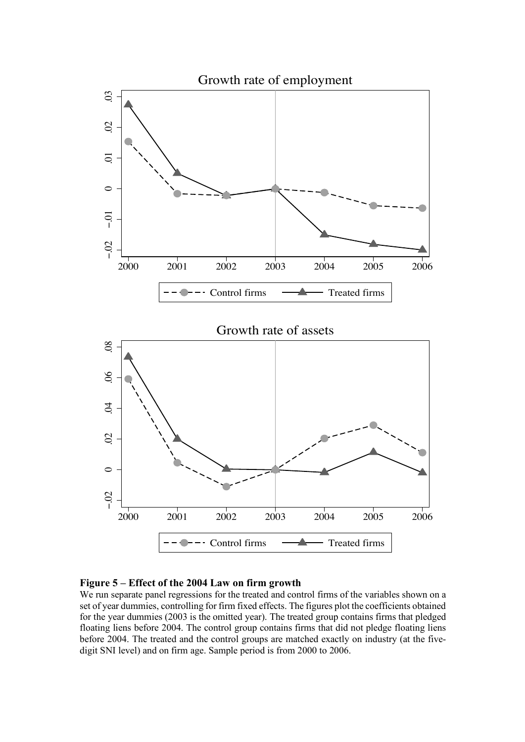**Figure 5 – Effect of the 2004 Law on firm growth**

We run separate panel regressions for the treated and control firms of the variables shown on a set of year dummies, controlling for firm fixed effects. The figures plot the coefficients obtained for the year dummies (2003 is the omitted year). The treated group contains firms that pledged floating liens before 2004. The control group contains firms that did not pledge floating liens before 2004. The treated and the control groups are matched exactly on industry (at the five-digit SNI level) and on firm age. Sample period is from 2000 to 2006.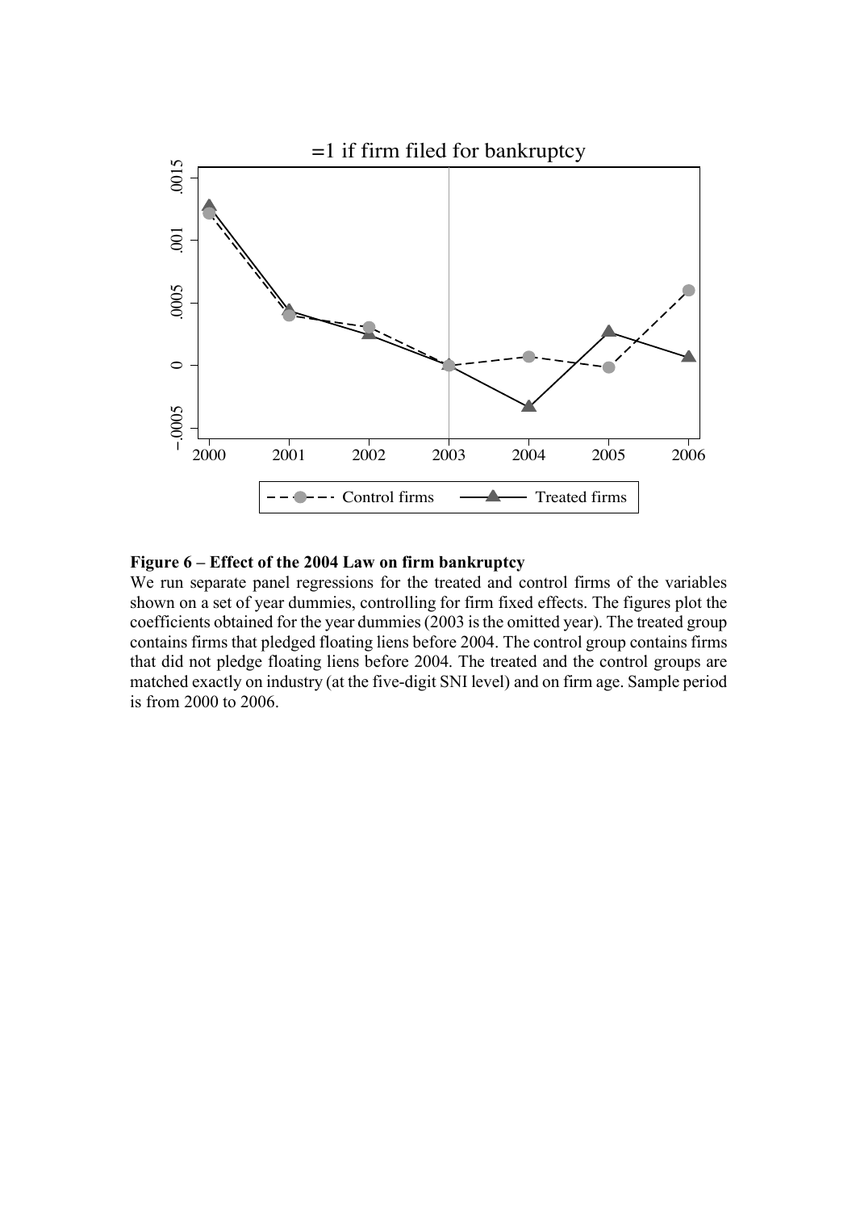**Figure 6 – Effect of the 2004 Law on firm bankruptcy**

We run separate panel regressions for the treated and control firms of the variables shown on a set of year dummies, controlling for firm fixed effects. The figures plot the coefficients obtained for the year dummies (2003 is the omitted year). The treated group contains firms that pledged floating liens before 2004. The control group contains firms that did not pledge floating liens before 2004. The treated and the control groups are matched exactly on industry (at the five-digit SNI level) and on firm age. Sample period is from 2000 to 2006.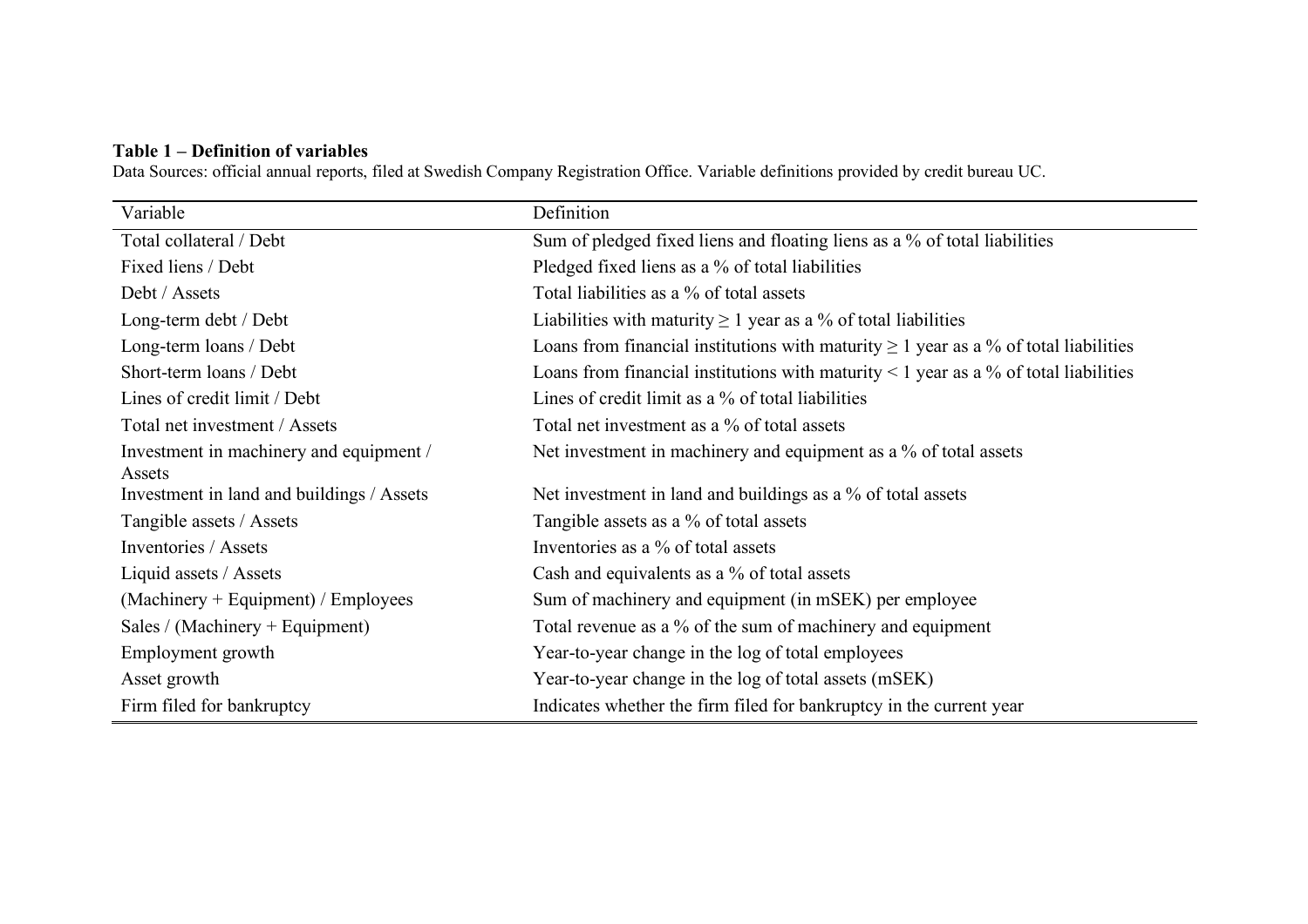**Table 1 – Definition of variables**

Data Sources: official annual reports, filed at Swedish Company Registration Office. Variable definitions provided by credit bureau UC.

| Variable | Definition |
|---|---|
| Total collateral / Debt | Sum of pledged fixed liens and floating liens as a % of total liabilities |
| Fixed liens / Debt | Pledged fixed liens as a % of total liabilities |
| Debt / Assets | Total liabilities as a % of total assets |
| Long-term debt / Debt | Liabilities with maturity $\geq$ 1 year as a % of total liabilities |
| Long-term loans / Debt | Loans from financial institutions with maturity $\geq$ 1 year as a % of total liabilities |
| Short-term loans / Debt | Loans from financial institutions with maturity < 1 year as a % of total liabilities |
| Lines of credit limit / Debt | Lines of credit limit as a % of total liabilities |
| Total net investment / Assets | Total net investment as a % of total assets |
| Investment in machinery and equipment / Assets | Net investment in machinery and equipment as a % of total assets |
| Investment in land and buildings / Assets | Net investment in land and buildings as a % of total assets |
| Tangible assets / Assets | Tangible assets as a % of total assets |
| Inventories / Assets | Inventories as a % of total assets |
| Liquid assets / Assets | Cash and equivalents as a % of total assets |
| (Machinery + Equipment) / Employees | Sum of machinery and equipment (in mSEK) per employee |
| Sales / (Machinery + Equipment) | Total revenue as a % of the sum of machinery and equipment |
| Employment growth | Year-to-year change in the log of total employees |
| Asset growth | Year-to-year change in the log of total assets (mSEK) |
| Firm filed for bankruptcy | Indicates whether the firm filed for bankruptcy in the current year |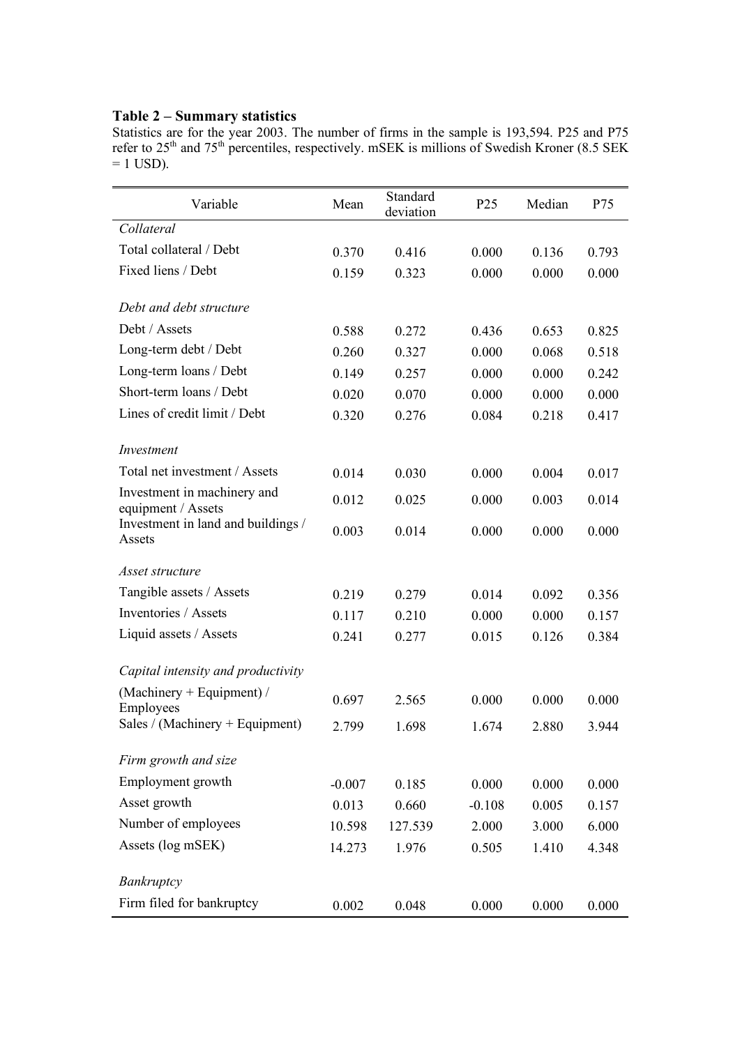**Table 2 – Summary statistics**

Statistics are for the year 2003. The number of firms in the sample is 193,594. P25 and P75 refer to 25th and 75th percentiles, respectively. mSEK is millions of Swedish Kroner (8.5 SEK = 1 USD).

| Variable | Mean | Standard deviation | P25 | Median | P75 |
|---|---|---|---|---|---|
| *Collateral* | | | | | |
| Total collateral / Debt | 0.370 | 0.416 | 0.000 | 0.136 | 0.793 |
| Fixed liens / Debt | 0.159 | 0.323 | 0.000 | 0.000 | 0.000 |
| *Debt and debt structure* | | | | | |
| Debt / Assets | 0.588 | 0.272 | 0.436 | 0.653 | 0.825 |
| Long-term debt / Debt | 0.260 | 0.327 | 0.000 | 0.068 | 0.518 |
| Long-term loans / Debt | 0.149 | 0.257 | 0.000 | 0.000 | 0.242 |
| Short-term loans / Debt | 0.020 | 0.070 | 0.000 | 0.000 | 0.000 |
| Lines of credit limit / Debt | 0.320 | 0.276 | 0.084 | 0.218 | 0.417 |
| *Investment* | | | | | |
| Total net investment / Assets | 0.014 | 0.030 | 0.000 | 0.004 | 0.017 |
| Investment in machinery and equipment / Assets | 0.012 | 0.025 | 0.000 | 0.003 | 0.014 |
| Investment in land and buildings / Assets | 0.003 | 0.014 | 0.000 | 0.000 | 0.000 |
| *Asset structure* | | | | | |
| Tangible assets / Assets | 0.219 | 0.279 | 0.014 | 0.092 | 0.356 |
| Inventories / Assets | 0.117 | 0.210 | 0.000 | 0.000 | 0.157 |
| Liquid assets / Assets | 0.241 | 0.277 | 0.015 | 0.126 | 0.384 |
| *Capital intensity and productivity* | | | | | |
| (Machinery + Equipment) / Employees | 0.697 | 2.565 | 0.000 | 0.000 | 0.000 |
| Sales / (Machinery + Equipment) | 2.799 | 1.698 | 1.674 | 2.880 | 3.944 |
| *Firm growth and size* | | | | | |
| Employment growth | -0.007 | 0.185 | 0.000 | 0.000 | 0.000 |
| Asset growth | 0.013 | 0.660 | -0.108 | 0.005 | 0.157 |
| Number of employees | 10.598 | 127.539 | 2.000 | 3.000 | 6.000 |
| Assets (log mSEK) | 14.273 | 1.976 | 0.505 | 1.410 | 4.348 |
| *Bankruptcy* | | | | | |
| Firm filed for bankruptcy | 0.002 | 0.048 | 0.000 | 0.000 | 0.000 |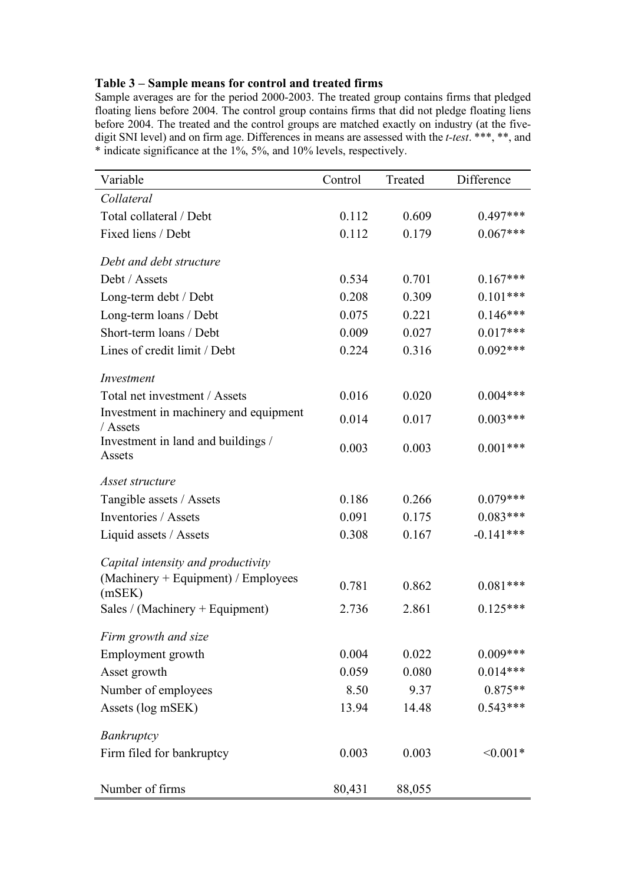**Table 3 – Sample means for control and treated firms**

Sample averages are for the period 2000-2003. The treated group contains firms that pledged floating liens before 2004. The control group contains firms that did not pledge floating liens before 2004. The treated and the control groups are matched exactly on industry (at the five-digit SNI level) and on firm age. Differences in means are assessed with the *t-test*. \*\*\*, \*\*, and \* indicate significance at the 1%, 5%, and 10% levels, respectively.

| Variable | Control | Treated | Difference |
|---|---|---|---|
| *Collateral* | | | |
| Total collateral / Debt | 0.112 | 0.609 | 0.497*** |
| Fixed liens / Debt | 0.112 | 0.179 | 0.067*** |
| *Debt and debt structure* | | | |
| Debt / Assets | 0.534 | 0.701 | 0.167*** |
| Long-term debt / Debt | 0.208 | 0.309 | 0.101*** |
| Long-term loans / Debt | 0.075 | 0.221 | 0.146*** |
| Short-term loans / Debt | 0.009 | 0.027 | 0.017*** |
| Lines of credit limit / Debt | 0.224 | 0.316 | 0.092*** |
| *Investment* | | | |
| Total net investment / Assets | 0.016 | 0.020 | 0.004*** |
| Investment in machinery and equipment / Assets | 0.014 | 0.017 | 0.003*** |
| Investment in land and buildings / Assets | 0.003 | 0.003 | 0.001*** |
| *Asset structure* | | | |
| Tangible assets / Assets | 0.186 | 0.266 | 0.079*** |
| Inventories / Assets | 0.091 | 0.175 | 0.083*** |
| Liquid assets / Assets | 0.308 | 0.167 | -0.141*** |
| *Capital intensity and productivity* | | | |
| (Machinery + Equipment) / Employees (mSEK) | 0.781 | 0.862 | 0.081*** |
| Sales / (Machinery + Equipment) | 2.736 | 2.861 | 0.125*** |
| *Firm growth and size* | | | |
| Employment growth | 0.004 | 0.022 | 0.009*** |
| Asset growth | 0.059 | 0.080 | 0.014*** |
| Number of employees | 8.50 | 9.37 | 0.875** |
| Assets (log mSEK) | 13.94 | 14.48 | 0.543*** |
| *Bankruptcy* | | | |
| Firm filed for bankruptcy | 0.003 | 0.003 | <0.001* |
| Number of firms | 80,431 | 88,055 | |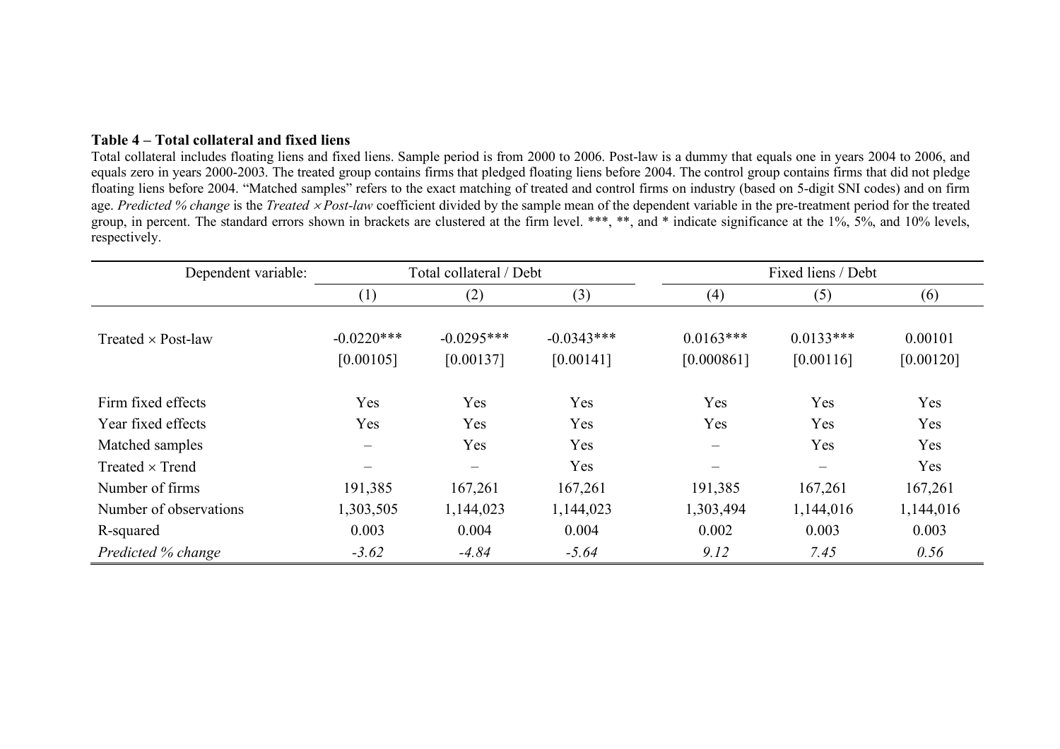**Table 4 – Total collateral and fixed liens**

Total collateral includes floating liens and fixed liens. Sample period is from 2000 to 2006. Post-law is a dummy that equals one in years 2004 to 2006, and equals zero in years 2000-2003. The treated group contains firms that pledged floating liens before 2004. The control group contains firms that did not pledge floating liens before 2004. "Matched samples" refers to the exact matching of treated and control firms on industry (based on 5-digit SNI codes) and on firm age. *Predicted % change* is the *Treated × Post-law* coefficient divided by the sample mean of the dependent variable in the pre-treatment period for the treated group, in percent. The standard errors shown in brackets are clustered at the firm level. ***, **, and * indicate significance at the 1%, 5%, and 10% levels, respectively.

| Dependent variable: | Total collateral / Debt | | | Fixed liens / Debt | | |
|---|---|---|---|---|---|---|
| | (1) | (2) | (3) | (4) | (5) | (6) |
| Treated × Post-law | -0.0220*** | -0.0295*** | -0.0343*** | 0.0163*** | 0.0133*** | 0.00101 |
| | [0.00105] | [0.00137] | [0.00141] | [0.000861] | [0.00116] | [0.00120] |
| Firm fixed effects | Yes | Yes | Yes | Yes | Yes | Yes |
| Year fixed effects | Yes | Yes | Yes | Yes | Yes | Yes |
| Matched samples | – | Yes | Yes | – | Yes | Yes |
| Treated × Trend | – | – | Yes | – | – | Yes |
| Number of firms | 191,385 | 167,261 | 167,261 | 191,385 | 167,261 | 167,261 |
| Number of observations | 1,303,505 | 1,144,023 | 1,144,023 | 1,303,494 | 1,144,016 | 1,144,016 |
| R-squared | 0.003 | 0.004 | 0.004 | 0.002 | 0.003 | 0.003 |
| *Predicted % change* | *-3.62* | *-4.84* | *-5.64* | *9.12* | *7.45* | *0.56* |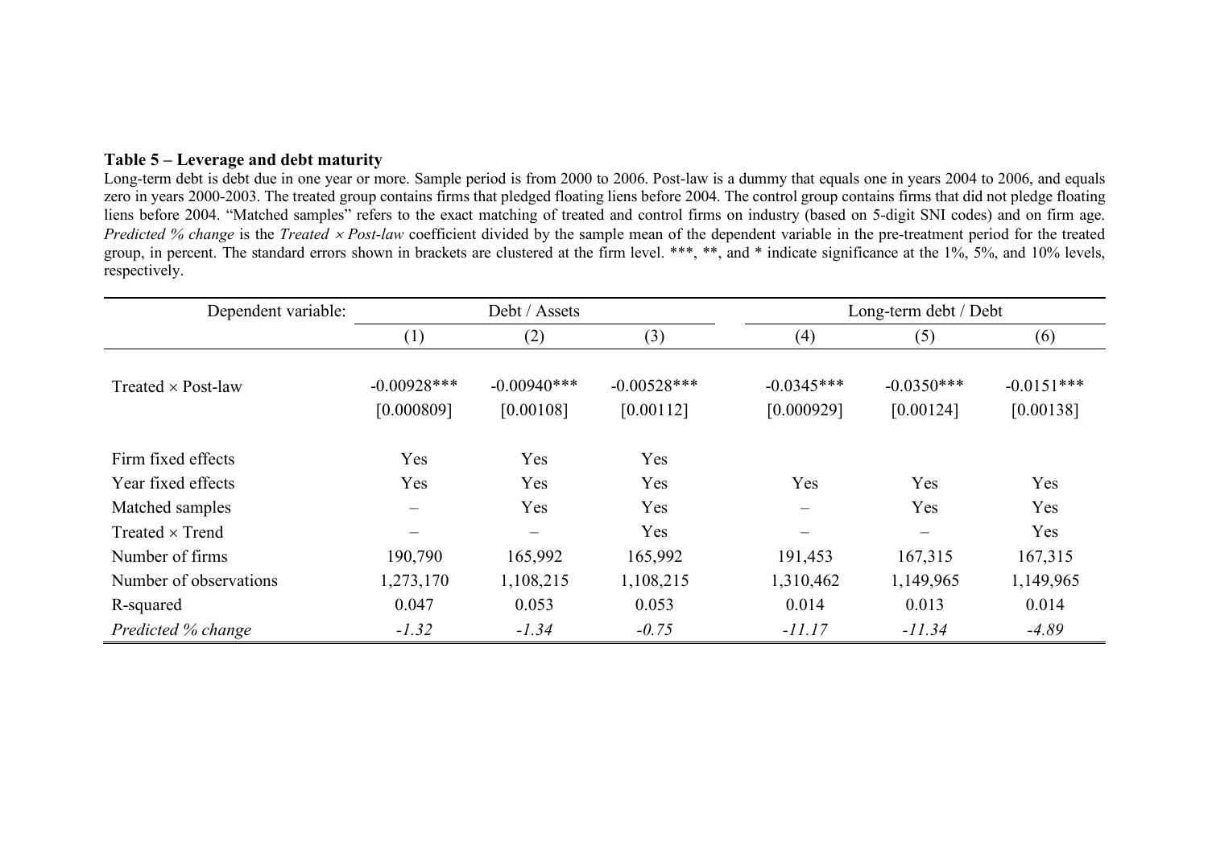**Table 5 – Leverage and debt maturity**

Long-term debt is debt due in one year or more. Sample period is from 2000 to 2006. Post-law is a dummy that equals one in years 2004 to 2006, and equals zero in years 2000-2003. The treated group contains firms that pledged floating liens before 2004. The control group contains firms that did not pledge floating liens before 2004. "Matched samples" refers to the exact matching of treated and control firms on industry (based on 5-digit SNI codes) and on firm age. *Predicted % change* is the *Treated × Post-law* coefficient divided by the sample mean of the dependent variable in the pre-treatment period for the treated group, in percent. The standard errors shown in brackets are clustered at the firm level. ***, **, and * indicate significance at the 1%, 5%, and 10% levels, respectively.

| Dependent variable: | Debt / Assets | | | Long-term debt / Debt | | |
|---|---|---|---|---|---|---|
| | (1) | (2) | (3) | (4) | (5) | (6) |
| Treated × Post-law | -0.00928*** | -0.00940*** | -0.00528*** | -0.0345*** | -0.0350*** | -0.0151*** |
| | [0.000809] | [0.00108] | [0.00112] | [0.000929] | [0.00124] | [0.00138] |
| Firm fixed effects | Yes | Yes | Yes | | | |
| Year fixed effects | Yes | Yes | Yes | Yes | Yes | Yes |
| Matched samples | – | Yes | Yes | – | Yes | Yes |
| Treated × Trend | – | – | Yes | – | – | Yes |
| Number of firms | 190,790 | 165,992 | 165,992 | 191,453 | 167,315 | 167,315 |
| Number of observations | 1,273,170 | 1,108,215 | 1,108,215 | 1,310,462 | 1,149,965 | 1,149,965 |
| R-squared | 0.047 | 0.053 | 0.053 | 0.014 | 0.013 | 0.014 |
| *Predicted % change* | *-1.32* | *-1.34* | *-0.75* | *-11.17* | *-11.34* | *-4.89* |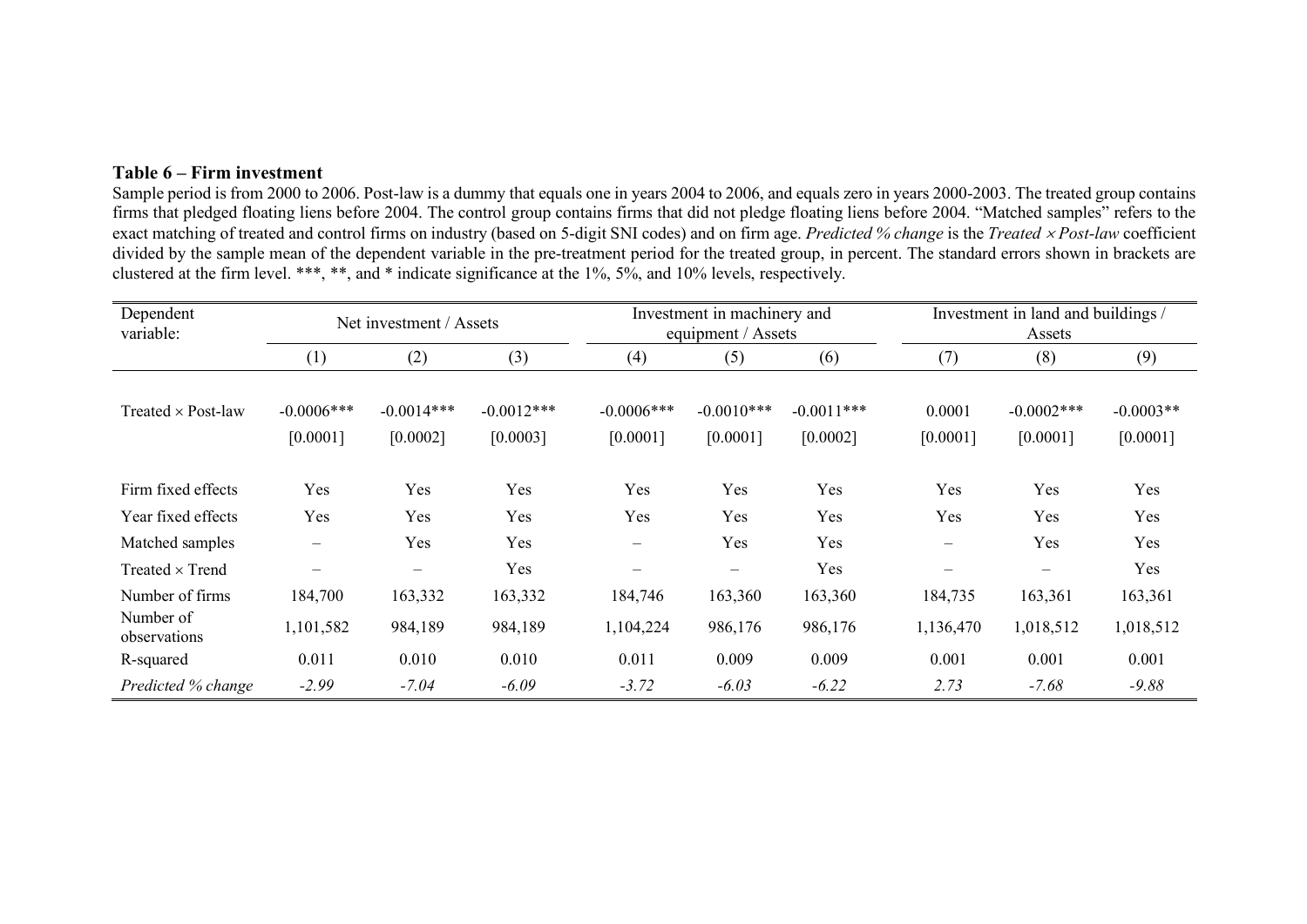**Table 6 – Firm investment**

Sample period is from 2000 to 2006. Post-law is a dummy that equals one in years 2004 to 2006, and equals zero in years 2000-2003. The treated group contains firms that pledged floating liens before 2004. The control group contains firms that did not pledge floating liens before 2004. "Matched samples" refers to the exact matching of treated and control firms on industry (based on 5-digit SNI codes) and on firm age. *Predicted % change* is the *Treated × Post-law* coefficient divided by the sample mean of the dependent variable in the pre-treatment period for the treated group, in percent. The standard errors shown in brackets are clustered at the firm level. ***, **, and * indicate significance at the 1%, 5%, and 10% levels, respectively.

| Dependent variable: | Net investment / Assets | | | Investment in machinery and equipment / Assets | | | Investment in land and buildings / Assets | | |
|---|---|---|---|---|---|---|---|---|---|
| | (1) | (2) | (3) | (4) | (5) | (6) | (7) | (8) | (9) |
| Treated × Post-law | -0.0006*** | -0.0014*** | -0.0012*** | -0.0006*** | -0.0010*** | -0.0011*** | 0.0001 | -0.0002*** | -0.0003** |
| | [0.0001] | [0.0002] | [0.0003] | [0.0001] | [0.0001] | [0.0002] | [0.0001] | [0.0001] | [0.0001] |
| Firm fixed effects | Yes | Yes | Yes | Yes | Yes | Yes | Yes | Yes | Yes |
| Year fixed effects | Yes | Yes | Yes | Yes | Yes | Yes | Yes | Yes | Yes |
| Matched samples | – | Yes | Yes | – | Yes | Yes | – | Yes | Yes |
| Treated × Trend | – | – | Yes | – | – | Yes | – | – | Yes |
| Number of firms | 184,700 | 163,332 | 163,332 | 184,746 | 163,360 | 163,360 | 184,735 | 163,361 | 163,361 |
| Number of observations | 1,101,582 | 984,189 | 984,189 | 1,104,224 | 986,176 | 986,176 | 1,136,470 | 1,018,512 | 1,018,512 |
| R-squared | 0.011 | 0.010 | 0.010 | 0.011 | 0.009 | 0.009 | 0.001 | 0.001 | 0.001 |
| *Predicted % change* | *-2.99* | *-7.04* | *-6.09* | *-3.72* | *-6.03* | *-6.22* | *2.73* | *-7.68* | *-9.88* |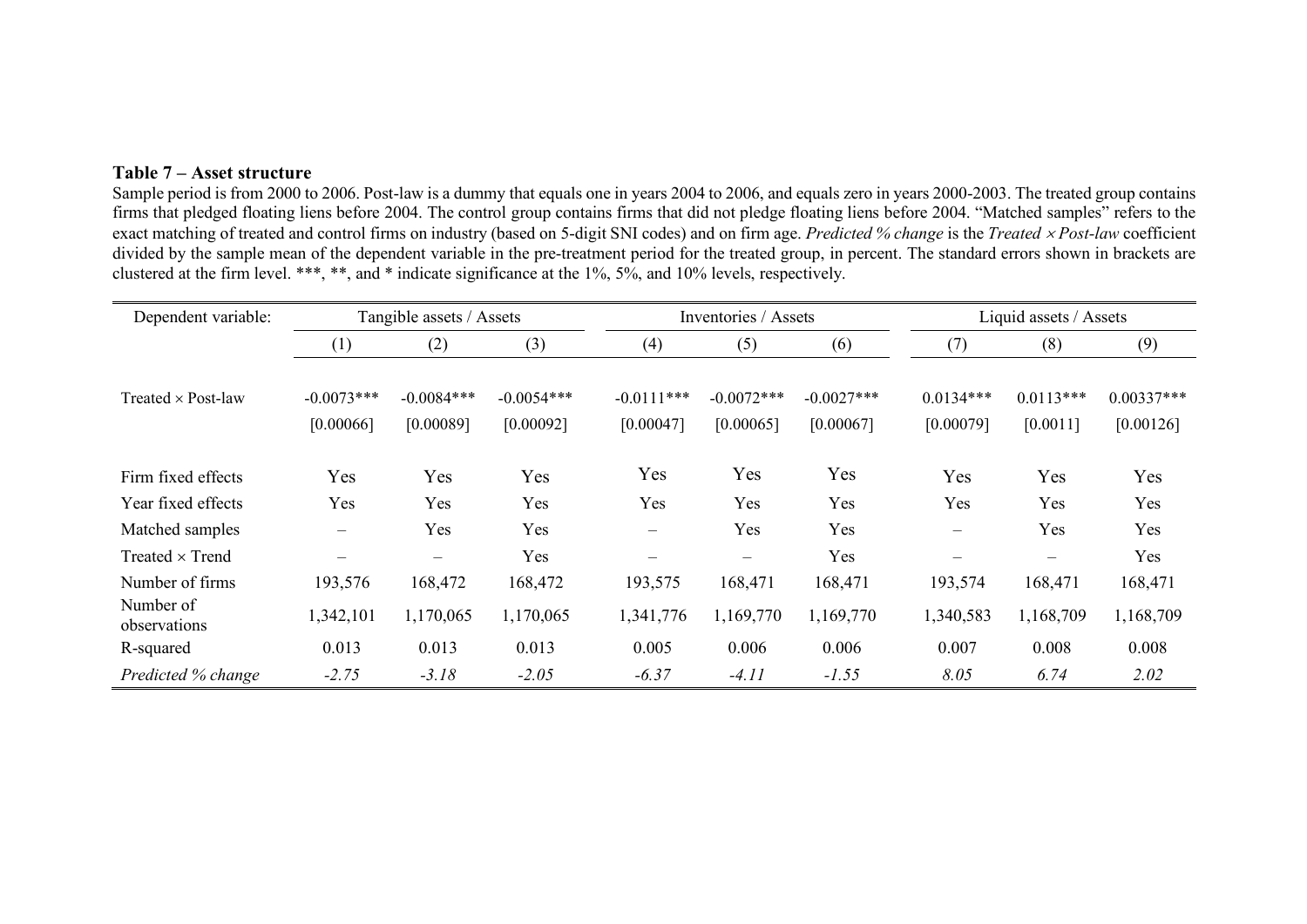**Table 7 – Asset structure**

Sample period is from 2000 to 2006. Post-law is a dummy that equals one in years 2004 to 2006, and equals zero in years 2000-2003. The treated group contains firms that pledged floating liens before 2004. The control group contains firms that did not pledge floating liens before 2004. "Matched samples" refers to the exact matching of treated and control firms on industry (based on 5-digit SNI codes) and on firm age. *Predicted % change* is the *Treated × Post-law* coefficient divided by the sample mean of the dependent variable in the pre-treatment period for the treated group, in percent. The standard errors shown in brackets are clustered at the firm level. ***, **, and * indicate significance at the 1%, 5%, and 10% levels, respectively.

| Dependent variable: | Tangible assets / Assets | | | Inventories / Assets | | | Liquid assets / Assets | | |
|---|---|---|---|---|---|---|---|---|---|
| | (1) | (2) | (3) | (4) | (5) | (6) | (7) | (8) | (9) |
| Treated × Post-law | -0.0073*** | -0.0084*** | -0.0054*** | -0.0111*** | -0.0072*** | -0.0027*** | 0.0134*** | 0.0113*** | 0.00337*** |
| | [0.00066] | [0.00089] | [0.00092] | [0.00047] | [0.00065] | [0.00067] | [0.00079] | [0.0011] | [0.00126] |
| Firm fixed effects | Yes | Yes | Yes | Yes | Yes | Yes | Yes | Yes | Yes |
| Year fixed effects | Yes | Yes | Yes | Yes | Yes | Yes | Yes | Yes | Yes |
| Matched samples | – | Yes | Yes | – | Yes | Yes | – | Yes | Yes |
| Treated × Trend | – | – | Yes | – | – | Yes | – | – | Yes |
| Number of firms | 193,576 | 168,472 | 168,472 | 193,575 | 168,471 | 168,471 | 193,574 | 168,471 | 168,471 |
| Number of observations | 1,342,101 | 1,170,065 | 1,170,065 | 1,341,776 | 1,169,770 | 1,169,770 | 1,340,583 | 1,168,709 | 1,168,709 |
| R-squared | 0.013 | 0.013 | 0.013 | 0.005 | 0.006 | 0.006 | 0.007 | 0.008 | 0.008 |
| *Predicted % change* | *-2.75* | *-3.18* | *-2.05* | *-6.37* | *-4.11* | *-1.55* | *8.05* | *6.74* | *2.02* |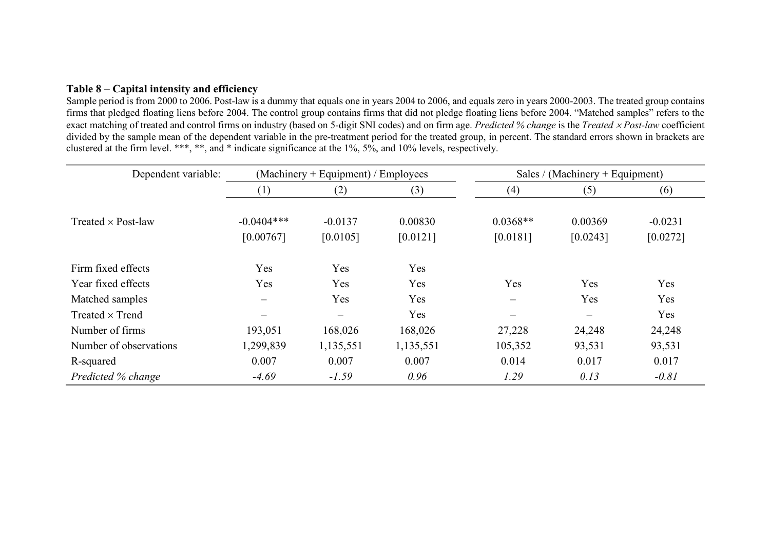**Table 8 – Capital intensity and efficiency**

Sample period is from 2000 to 2006. Post-law is a dummy that equals one in years 2004 to 2006, and equals zero in years 2000-2003. The treated group contains firms that pledged floating liens before 2004. The control group contains firms that did not pledge floating liens before 2004. "Matched samples" refers to the exact matching of treated and control firms on industry (based on 5-digit SNI codes) and on firm age. *Predicted % change* is the *Treated × Post-law* coefficient divided by the sample mean of the dependent variable in the pre-treatment period for the treated group, in percent. The standard errors shown in brackets are clustered at the firm level. ***, **, and * indicate significance at the 1%, 5%, and 10% levels, respectively.

| Dependent variable: | (Machinery + Equipment) / Employees | | | Sales / (Machinery + Equipment) | | |
|---|---|---|---|---|---|---|
| | (1) | (2) | (3) | (4) | (5) | (6) |
| Treated × Post-law | -0.0404*** | -0.0137 | 0.00830 | 0.0368** | 0.00369 | -0.0231 |
| | [0.00767] | [0.0105] | [0.0121] | [0.0181] | [0.0243] | [0.0272] |
| Firm fixed effects | Yes | Yes | Yes | | | |
| Year fixed effects | Yes | Yes | Yes | Yes | Yes | Yes |
| Matched samples | – | Yes | Yes | – | Yes | Yes |
| Treated × Trend | – | – | Yes | – | – | Yes |
| Number of firms | 193,051 | 168,026 | 168,026 | 27,228 | 24,248 | 24,248 |
| Number of observations | 1,299,839 | 1,135,551 | 1,135,551 | 105,352 | 93,531 | 93,531 |
| R-squared | 0.007 | 0.007 | 0.007 | 0.014 | 0.017 | 0.017 |
| *Predicted % change* | *-4.69* | *-1.59* | *0.96* | *1.29* | *0.13* | *-0.81* |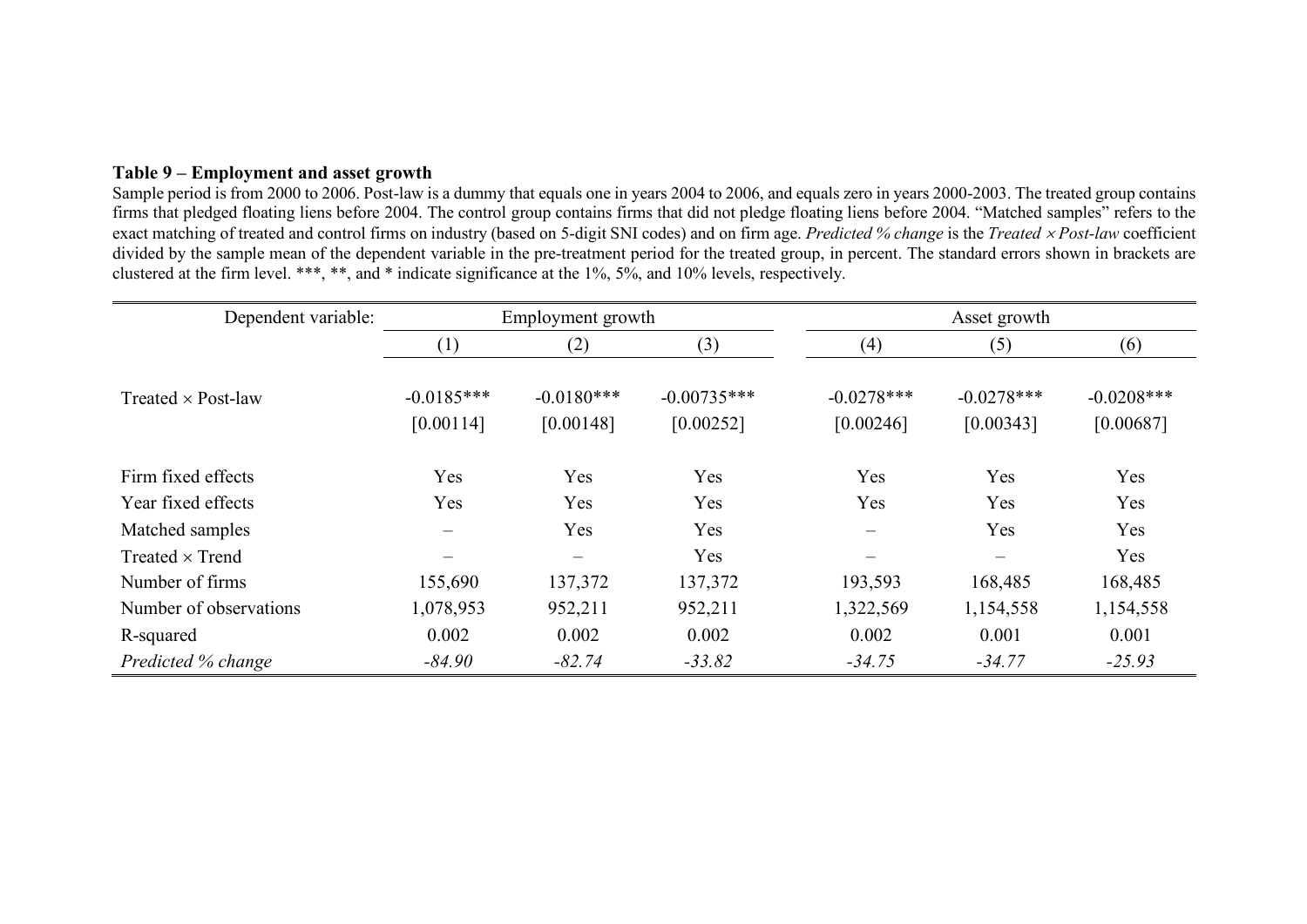**Table 9 – Employment and asset growth**

Sample period is from 2000 to 2006. Post-law is a dummy that equals one in years 2004 to 2006, and equals zero in years 2000-2003. The treated group contains firms that pledged floating liens before 2004. The control group contains firms that did not pledge floating liens before 2004. "Matched samples" refers to the exact matching of treated and control firms on industry (based on 5-digit SNI codes) and on firm age. *Predicted % change* is the *Treated × Post-law* coefficient divided by the sample mean of the dependent variable in the pre-treatment period for the treated group, in percent. The standard errors shown in brackets are clustered at the firm level. ***, **, and * indicate significance at the 1%, 5%, and 10% levels, respectively.

| Dependent variable: | Employment growth | | | Asset growth | | |
|---|---|---|---|---|---|---|
| | (1) | (2) | (3) | (4) | (5) | (6) |
| Treated × Post-law | -0.0185*** | -0.0180*** | -0.00735*** | -0.0278*** | -0.0278*** | -0.0208*** |
| | [0.00114] | [0.00148] | [0.00252] | [0.00246] | [0.00343] | [0.00687] |
| Firm fixed effects | Yes | Yes | Yes | Yes | Yes | Yes |
| Year fixed effects | Yes | Yes | Yes | Yes | Yes | Yes |
| Matched samples | – | Yes | Yes | – | Yes | Yes |
| Treated × Trend | – | – | Yes | – | – | Yes |
| Number of firms | 155,690 | 137,372 | 137,372 | 193,593 | 168,485 | 168,485 |
| Number of observations | 1,078,953 | 952,211 | 952,211 | 1,322,569 | 1,154,558 | 1,154,558 |
| R-squared | 0.002 | 0.002 | 0.002 | 0.002 | 0.001 | 0.001 |
| *Predicted % change* | *-84.90* | *-82.74* | *-33.82* | *-34.75* | *-34.77* | *-25.93* |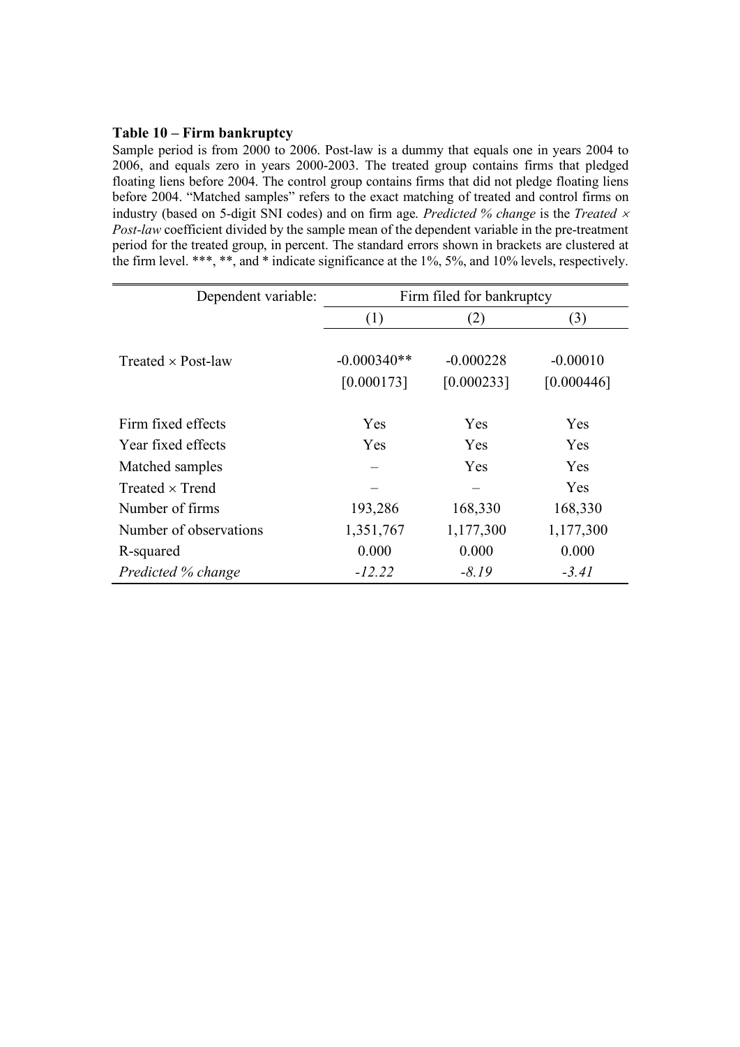**Table 10 – Firm bankruptcy**

Sample period is from 2000 to 2006. Post-law is a dummy that equals one in years 2004 to 2006, and equals zero in years 2000-2003. The treated group contains firms that pledged floating liens before 2004. The control group contains firms that did not pledge floating liens before 2004. "Matched samples" refers to the exact matching of treated and control firms on industry (based on 5-digit SNI codes) and on firm age. *Predicted % change* is the *Treated × Post-law* coefficient divided by the sample mean of the dependent variable in the pre-treatment period for the treated group, in percent. The standard errors shown in brackets are clustered at the firm level. ***, **, and * indicate significance at the 1%, 5%, and 10% levels, respectively.

| Dependent variable: | Firm filed for bankruptcy | | |
|---|---|---|---|
| | (1) | (2) | (3) |
| Treated × Post-law | -0.000340** | -0.000228 | -0.00010 |
| | [0.000173] | [0.000233] | [0.000446] |
| Firm fixed effects | Yes | Yes | Yes |
| Year fixed effects | Yes | Yes | Yes |
| Matched samples | – | Yes | Yes |
| Treated × Trend | – | – | Yes |
| Number of firms | 193,286 | 168,330 | 168,330 |
| Number of observations | 1,351,767 | 1,177,300 | 1,177,300 |
| R-squared | 0.000 | 0.000 | 0.000 |
| *Predicted % change* | *-12.22* | *-8.19* | *-3.41* |